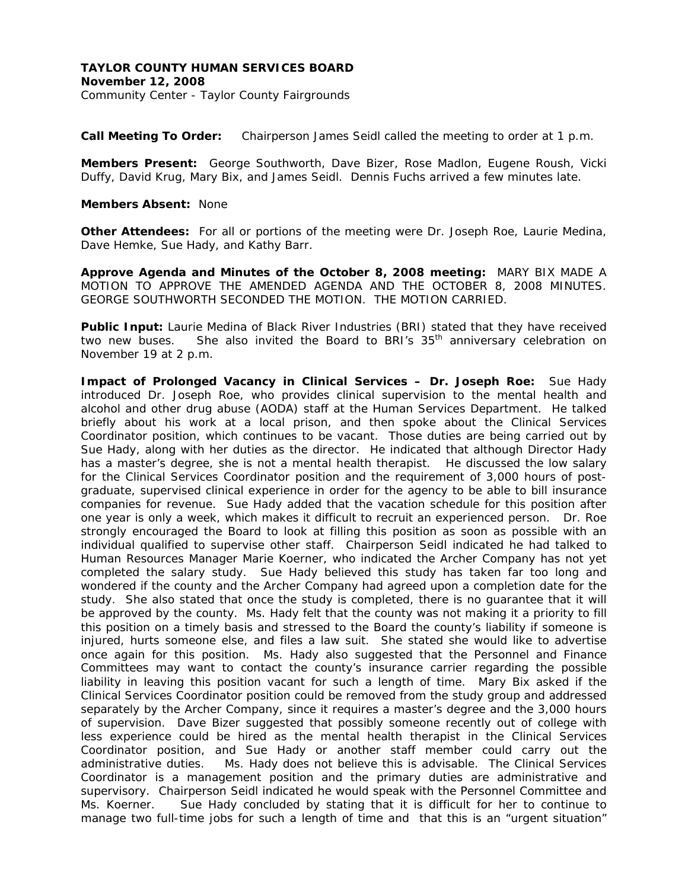**TAYLOR COUNTY HUMAN SERVICES BOARD**
**November 12, 2008**
Community Center - Taylor County Fairgrounds

**Call Meeting To Order:** Chairperson James Seidl called the meeting to order at 1 p.m.

**Members Present:** George Southworth, Dave Bizer, Rose Madlon, Eugene Roush, Vicki Duffy, David Krug, Mary Bix, and James Seidl. Dennis Fuchs arrived a few minutes late.

**Members Absent:** None

**Other Attendees:** For all or portions of the meeting were Dr. Joseph Roe, Laurie Medina, Dave Hemke, Sue Hady, and Kathy Barr.

**Approve Agenda and Minutes of the October 8, 2008 meeting:** MARY BIX MADE A MOTION TO APPROVE THE AMENDED AGENDA AND THE OCTOBER 8, 2008 MINUTES. GEORGE SOUTHWORTH SECONDED THE MOTION. THE MOTION CARRIED.

**Public Input:** Laurie Medina of Black River Industries (BRI) stated that they have received two new buses. She also invited the Board to BRI's 35th anniversary celebration on November 19 at 2 p.m.

**Impact of Prolonged Vacancy in Clinical Services – Dr. Joseph Roe:** Sue Hady introduced Dr. Joseph Roe, who provides clinical supervision to the mental health and alcohol and other drug abuse (AODA) staff at the Human Services Department. He talked briefly about his work at a local prison, and then spoke about the Clinical Services Coordinator position, which continues to be vacant. Those duties are being carried out by Sue Hady, along with her duties as the director. He indicated that although Director Hady has a master's degree, she is not a mental health therapist. He discussed the low salary for the Clinical Services Coordinator position and the requirement of 3,000 hours of post-graduate, supervised clinical experience in order for the agency to be able to bill insurance companies for revenue. Sue Hady added that the vacation schedule for this position after one year is only a week, which makes it difficult to recruit an experienced person. Dr. Roe strongly encouraged the Board to look at filling this position as soon as possible with an individual qualified to supervise other staff. Chairperson Seidl indicated he had talked to Human Resources Manager Marie Koerner, who indicated the Archer Company has not yet completed the salary study. Sue Hady believed this study has taken far too long and wondered if the county and the Archer Company had agreed upon a completion date for the study. She also stated that once the study is completed, there is no guarantee that it will be approved by the county. Ms. Hady felt that the county was not making it a priority to fill this position on a timely basis and stressed to the Board the county's liability if someone is injured, hurts someone else, and files a law suit. She stated she would like to advertise once again for this position. Ms. Hady also suggested that the Personnel and Finance Committees may want to contact the county's insurance carrier regarding the possible liability in leaving this position vacant for such a length of time. Mary Bix asked if the Clinical Services Coordinator position could be removed from the study group and addressed separately by the Archer Company, since it requires a master's degree and the 3,000 hours of supervision. Dave Bizer suggested that possibly someone recently out of college with less experience could be hired as the mental health therapist in the Clinical Services Coordinator position, and Sue Hady or another staff member could carry out the administrative duties. Ms. Hady does not believe this is advisable. The Clinical Services Coordinator is a management position and the primary duties are administrative and supervisory. Chairperson Seidl indicated he would speak with the Personnel Committee and Ms. Koerner. Sue Hady concluded by stating that it is difficult for her to continue to manage two full-time jobs for such a length of time and that this is an "urgent situation"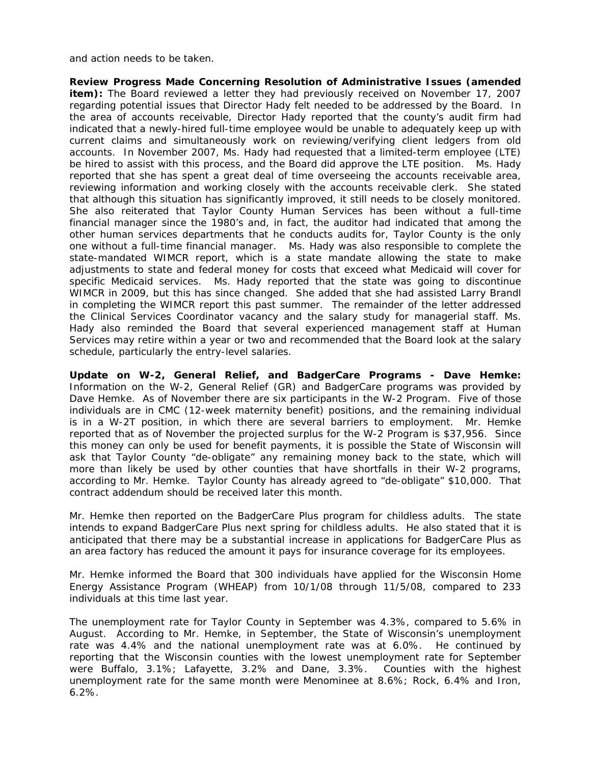and action needs to be taken.

**Review Progress Made Concerning Resolution of Administrative Issues (amended item):** The Board reviewed a letter they had previously received on November 17, 2007 regarding potential issues that Director Hady felt needed to be addressed by the Board. In the area of accounts receivable, Director Hady reported that the county's audit firm had indicated that a newly-hired full-time employee would be unable to adequately keep up with current claims and simultaneously work on reviewing/verifying client ledgers from old accounts. In November 2007, Ms. Hady had requested that a limited-term employee (LTE) be hired to assist with this process, and the Board did approve the LTE position. Ms. Hady reported that she has spent a great deal of time overseeing the accounts receivable area, reviewing information and working closely with the accounts receivable clerk. She stated that although this situation has significantly improved, it still needs to be closely monitored. She also reiterated that Taylor County Human Services has been without a full-time financial manager since the 1980's and, in fact, the auditor had indicated that among the other human services departments that he conducts audits for, Taylor County is the only one without a full-time financial manager. Ms. Hady was also responsible to complete the state-mandated WIMCR report, which is a state mandate allowing the state to make adjustments to state and federal money for costs that exceed what Medicaid will cover for specific Medicaid services. Ms. Hady reported that the state was going to discontinue WIMCR in 2009, but this has since changed. She added that she had assisted Larry Brandl in completing the WIMCR report this past summer. The remainder of the letter addressed the Clinical Services Coordinator vacancy and the salary study for managerial staff. Ms. Hady also reminded the Board that several experienced management staff at Human Services may retire within a year or two and recommended that the Board look at the salary schedule, particularly the entry-level salaries.

**Update on W-2, General Relief, and BadgerCare Programs - Dave Hemke:** Information on the W-2, General Relief (GR) and BadgerCare programs was provided by Dave Hemke. As of November there are six participants in the W-2 Program. Five of those individuals are in CMC (12-week maternity benefit) positions, and the remaining individual is in a W-2T position, in which there are several barriers to employment. Mr. Hemke reported that as of November the projected surplus for the W-2 Program is $37,956. Since this money can only be used for benefit payments, it is possible the State of Wisconsin will ask that Taylor County "de-obligate" any remaining money back to the state, which will more than likely be used by other counties that have shortfalls in their W-2 programs, according to Mr. Hemke. Taylor County has already agreed to "de-obligate" $10,000. That contract addendum should be received later this month.

Mr. Hemke then reported on the BadgerCare Plus program for childless adults. The state intends to expand BadgerCare Plus next spring for childless adults. He also stated that it is anticipated that there may be a substantial increase in applications for BadgerCare Plus as an area factory has reduced the amount it pays for insurance coverage for its employees.

Mr. Hemke informed the Board that 300 individuals have applied for the Wisconsin Home Energy Assistance Program (WHEAP) from 10/1/08 through 11/5/08, compared to 233 individuals at this time last year.

The unemployment rate for Taylor County in September was 4.3%, compared to 5.6% in August. According to Mr. Hemke, in September, the State of Wisconsin's unemployment rate was 4.4% and the national unemployment rate was at 6.0%. He continued by reporting that the Wisconsin counties with the lowest unemployment rate for September were Buffalo, 3.1%; Lafayette, 3.2% and Dane, 3.3%. Counties with the highest unemployment rate for the same month were Menominee at 8.6%; Rock, 6.4% and Iron, 6.2%.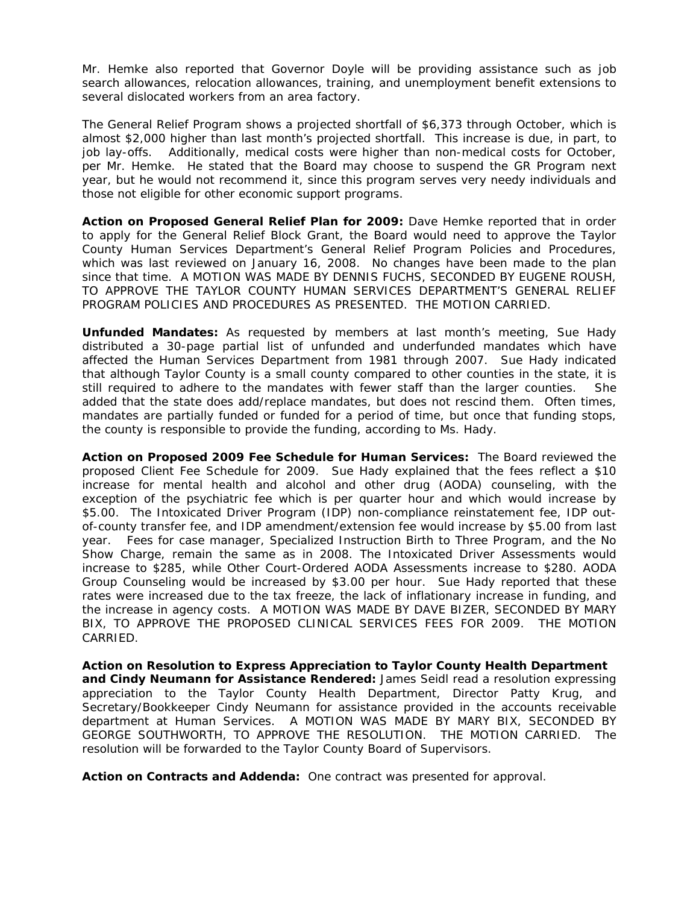Mr. Hemke also reported that Governor Doyle will be providing assistance such as job search allowances, relocation allowances, training, and unemployment benefit extensions to several dislocated workers from an area factory.

The General Relief Program shows a projected shortfall of $6,373 through October, which is almost $2,000 higher than last month's projected shortfall. This increase is due, in part, to job lay-offs. Additionally, medical costs were higher than non-medical costs for October, per Mr. Hemke. He stated that the Board may choose to suspend the GR Program next year, but he would not recommend it, since this program serves very needy individuals and those not eligible for other economic support programs.

**Action on Proposed General Relief Plan for 2009:** Dave Hemke reported that in order to apply for the General Relief Block Grant, the Board would need to approve the Taylor County Human Services Department's General Relief Program Policies and Procedures, which was last reviewed on January 16, 2008. No changes have been made to the plan since that time. A MOTION WAS MADE BY DENNIS FUCHS, SECONDED BY EUGENE ROUSH, TO APPROVE THE TAYLOR COUNTY HUMAN SERVICES DEPARTMENT'S GENERAL RELIEF PROGRAM POLICIES AND PROCEDURES AS PRESENTED. THE MOTION CARRIED.

**Unfunded Mandates:** As requested by members at last month's meeting, Sue Hady distributed a 30-page partial list of unfunded and underfunded mandates which have affected the Human Services Department from 1981 through 2007. Sue Hady indicated that although Taylor County is a small county compared to other counties in the state, it is still required to adhere to the mandates with fewer staff than the larger counties. She added that the state does add/replace mandates, but does not rescind them. Often times, mandates are partially funded or funded for a period of time, but once that funding stops, the county is responsible to provide the funding, according to Ms. Hady.

**Action on Proposed 2009 Fee Schedule for Human Services:** The Board reviewed the proposed Client Fee Schedule for 2009. Sue Hady explained that the fees reflect a $10 increase for mental health and alcohol and other drug (AODA) counseling, with the exception of the psychiatric fee which is per quarter hour and which would increase by $5.00. The Intoxicated Driver Program (IDP) non-compliance reinstatement fee, IDP out-of-county transfer fee, and IDP amendment/extension fee would increase by $5.00 from last year. Fees for case manager, Specialized Instruction Birth to Three Program, and the No Show Charge, remain the same as in 2008. The Intoxicated Driver Assessments would increase to $285, while Other Court-Ordered AODA Assessments increase to $280. AODA Group Counseling would be increased by $3.00 per hour. Sue Hady reported that these rates were increased due to the tax freeze, the lack of inflationary increase in funding, and the increase in agency costs. A MOTION WAS MADE BY DAVE BIZER, SECONDED BY MARY BIX, TO APPROVE THE PROPOSED CLINICAL SERVICES FEES FOR 2009. THE MOTION CARRIED.

**Action on Resolution to Express Appreciation to Taylor County Health Department and Cindy Neumann for Assistance Rendered:** James Seidl read a resolution expressing appreciation to the Taylor County Health Department, Director Patty Krug, and Secretary/Bookkeeper Cindy Neumann for assistance provided in the accounts receivable department at Human Services. A MOTION WAS MADE BY MARY BIX, SECONDED BY GEORGE SOUTHWORTH, TO APPROVE THE RESOLUTION. THE MOTION CARRIED. The resolution will be forwarded to the Taylor County Board of Supervisors.

**Action on Contracts and Addenda:** One contract was presented for approval.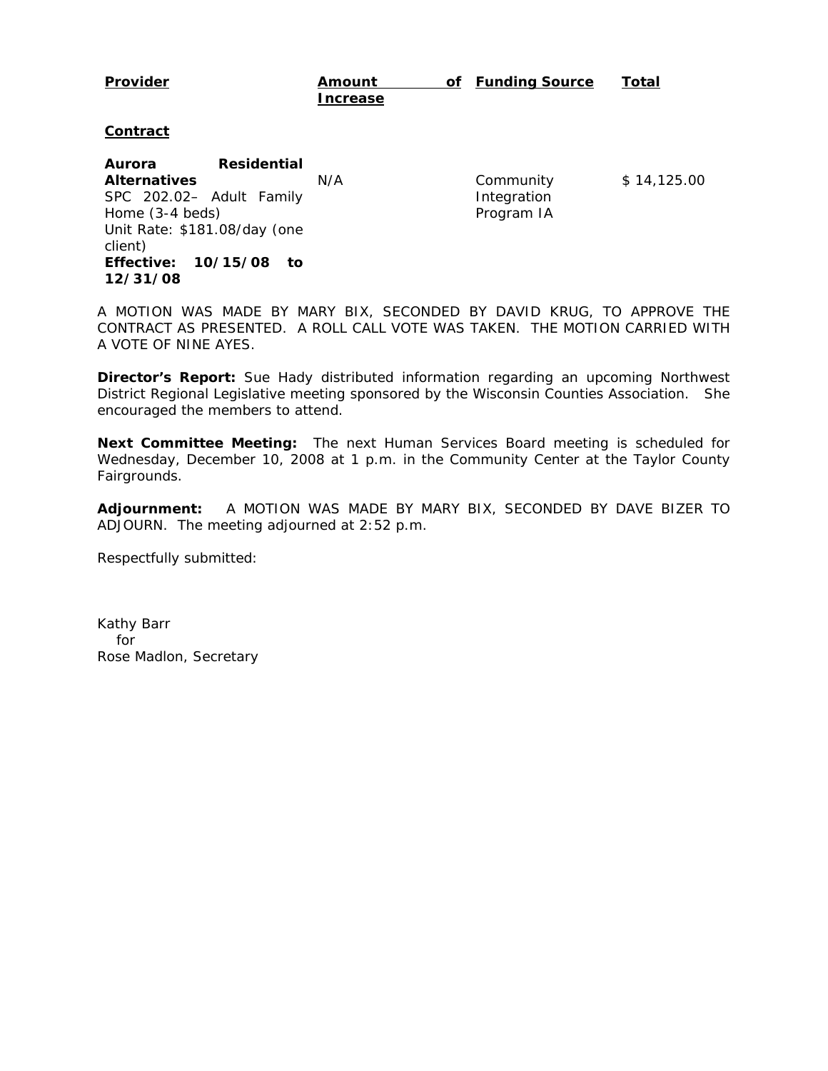| Provider | Amount of Increase | Funding Source | Total |
|---|---|---|---|
| **Contract** | | | |
| **Aurora Residential Alternatives**<br>SPC 202.02– Adult Family Home (3-4 beds)<br>Unit Rate: $181.08/day (one client)<br>**Effective: 10/15/08 to 12/31/08** | N/A | Community Integration Program IA | $ 14,125.00 |

A MOTION WAS MADE BY MARY BIX, SECONDED BY DAVID KRUG, TO APPROVE THE CONTRACT AS PRESENTED. A ROLL CALL VOTE WAS TAKEN. THE MOTION CARRIED WITH A VOTE OF NINE AYES.

**Director's Report:** Sue Hady distributed information regarding an upcoming Northwest District Regional Legislative meeting sponsored by the Wisconsin Counties Association. She encouraged the members to attend.

**Next Committee Meeting:** The next Human Services Board meeting is scheduled for Wednesday, December 10, 2008 at 1 p.m. in the Community Center at the Taylor County Fairgrounds.

**Adjournment:** A MOTION WAS MADE BY MARY BIX, SECONDED BY DAVE BIZER TO ADJOURN. The meeting adjourned at 2:52 p.m.

Respectfully submitted:

Kathy Barr
for
Rose Madlon, Secretary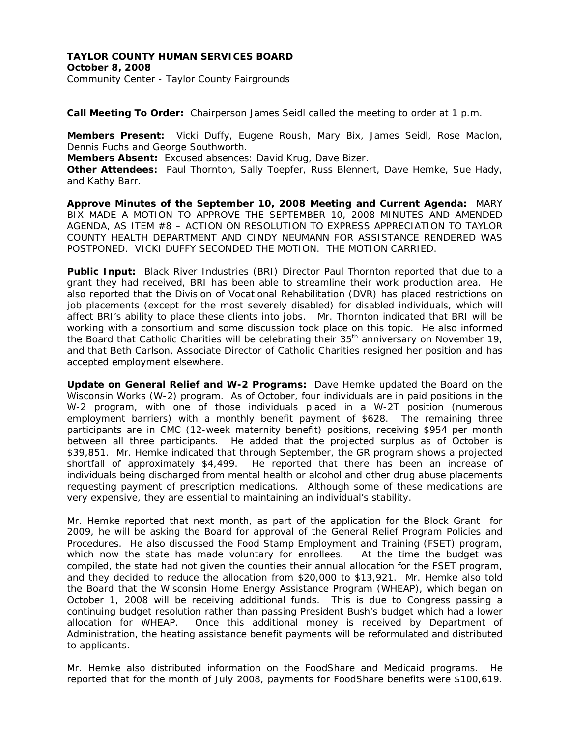**TAYLOR COUNTY HUMAN SERVICES BOARD**
**October 8, 2008**
Community Center - Taylor County Fairgrounds

**Call Meeting To Order:** Chairperson James Seidl called the meeting to order at 1 p.m.

**Members Present:** Vicki Duffy, Eugene Roush, Mary Bix, James Seidl, Rose Madlon, Dennis Fuchs and George Southworth.
**Members Absent:** Excused absences: David Krug, Dave Bizer.
**Other Attendees:** Paul Thornton, Sally Toepfer, Russ Blennert, Dave Hemke, Sue Hady, and Kathy Barr.

**Approve Minutes of the September 10, 2008 Meeting and Current Agenda:** MARY BIX MADE A MOTION TO APPROVE THE SEPTEMBER 10, 2008 MINUTES AND AMENDED AGENDA, AS ITEM #8 – ACTION ON RESOLUTION TO EXPRESS APPRECIATION TO TAYLOR COUNTY HEALTH DEPARTMENT AND CINDY NEUMANN FOR ASSISTANCE RENDERED WAS POSTPONED. VICKI DUFFY SECONDED THE MOTION. THE MOTION CARRIED.

**Public Input:** Black River Industries (BRI) Director Paul Thornton reported that due to a grant they had received, BRI has been able to streamline their work production area. He also reported that the Division of Vocational Rehabilitation (DVR) has placed restrictions on job placements (except for the most severely disabled) for disabled individuals, which will affect BRI's ability to place these clients into jobs. Mr. Thornton indicated that BRI will be working with a consortium and some discussion took place on this topic. He also informed the Board that Catholic Charities will be celebrating their 35th anniversary on November 19, and that Beth Carlson, Associate Director of Catholic Charities resigned her position and has accepted employment elsewhere.

**Update on General Relief and W-2 Programs:** Dave Hemke updated the Board on the Wisconsin Works (W-2) program. As of October, four individuals are in paid positions in the W-2 program, with one of those individuals placed in a W-2T position (numerous employment barriers) with a monthly benefit payment of $628. The remaining three participants are in CMC (12-week maternity benefit) positions, receiving $954 per month between all three participants. He added that the projected surplus as of October is $39,851. Mr. Hemke indicated that through September, the GR program shows a projected shortfall of approximately $4,499. He reported that there has been an increase of individuals being discharged from mental health or alcohol and other drug abuse placements requesting payment of prescription medications. Although some of these medications are very expensive, they are essential to maintaining an individual's stability.

Mr. Hemke reported that next month, as part of the application for the Block Grant for 2009, he will be asking the Board for approval of the General Relief Program Policies and Procedures. He also discussed the Food Stamp Employment and Training (FSET) program, which now the state has made voluntary for enrollees. At the time the budget was compiled, the state had not given the counties their annual allocation for the FSET program, and they decided to reduce the allocation from $20,000 to $13,921. Mr. Hemke also told the Board that the Wisconsin Home Energy Assistance Program (WHEAP), which began on October 1, 2008 will be receiving additional funds. This is due to Congress passing a continuing budget resolution rather than passing President Bush's budget which had a lower allocation for WHEAP. Once this additional money is received by Department of Administration, the heating assistance benefit payments will be reformulated and distributed to applicants.

Mr. Hemke also distributed information on the FoodShare and Medicaid programs. He reported that for the month of July 2008, payments for FoodShare benefits were $100,619.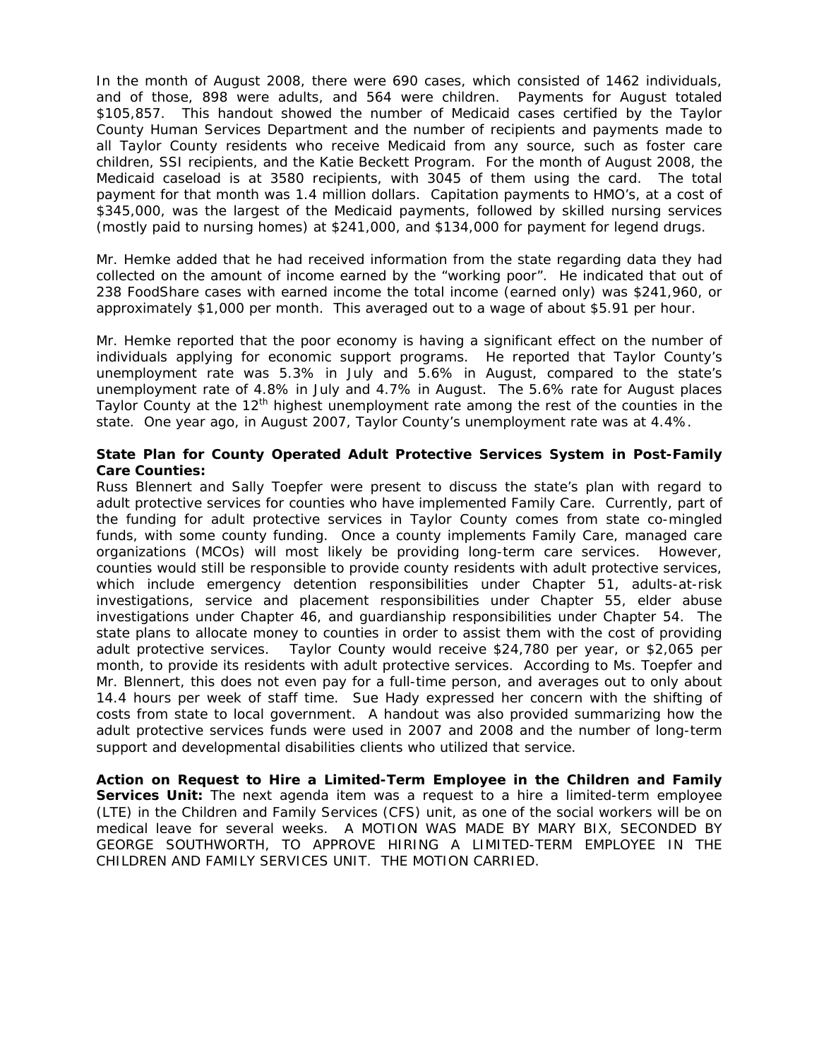In the month of August 2008, there were 690 cases, which consisted of 1462 individuals, and of those, 898 were adults, and 564 were children. Payments for August totaled \$105,857. This handout showed the number of Medicaid cases certified by the Taylor County Human Services Department and the number of recipients and payments made to all Taylor County residents who receive Medicaid from any source, such as foster care children, SSI recipients, and the Katie Beckett Program. For the month of August 2008, the Medicaid caseload is at 3580 recipients, with 3045 of them using the card. The total payment for that month was 1.4 million dollars. Capitation payments to HMO's, at a cost of \$345,000, was the largest of the Medicaid payments, followed by skilled nursing services (mostly paid to nursing homes) at \$241,000, and \$134,000 for payment for legend drugs.

Mr. Hemke added that he had received information from the state regarding data they had collected on the amount of income earned by the "working poor". He indicated that out of 238 FoodShare cases with earned income the total income (earned only) was \$241,960, or approximately \$1,000 per month. This averaged out to a wage of about \$5.91 per hour.

Mr. Hemke reported that the poor economy is having a significant effect on the number of individuals applying for economic support programs. He reported that Taylor County's unemployment rate was 5.3% in July and 5.6% in August, compared to the state's unemployment rate of 4.8% in July and 4.7% in August. The 5.6% rate for August places Taylor County at the 12th highest unemployment rate among the rest of the counties in the state. One year ago, in August 2007, Taylor County's unemployment rate was at 4.4%.

**State Plan for County Operated Adult Protective Services System in Post-Family Care Counties:** Russ Blennert and Sally Toepfer were present to discuss the state's plan with regard to adult protective services for counties who have implemented Family Care. Currently, part of the funding for adult protective services in Taylor County comes from state co-mingled funds, with some county funding. Once a county implements Family Care, managed care organizations (MCOs) will most likely be providing long-term care services. However, counties would still be responsible to provide county residents with adult protective services, which include emergency detention responsibilities under Chapter 51, adults-at-risk investigations, service and placement responsibilities under Chapter 55, elder abuse investigations under Chapter 46, and guardianship responsibilities under Chapter 54. The state plans to allocate money to counties in order to assist them with the cost of providing adult protective services. Taylor County would receive \$24,780 per year, or \$2,065 per month, to provide its residents with adult protective services. According to Ms. Toepfer and Mr. Blennert, this does not even pay for a full-time person, and averages out to only about 14.4 hours per week of staff time. Sue Hady expressed her concern with the shifting of costs from state to local government. A handout was also provided summarizing how the adult protective services funds were used in 2007 and 2008 and the number of long-term support and developmental disabilities clients who utilized that service.

**Action on Request to Hire a Limited-Term Employee in the Children and Family Services Unit:** The next agenda item was a request to a hire a limited-term employee (LTE) in the Children and Family Services (CFS) unit, as one of the social workers will be on medical leave for several weeks. A MOTION WAS MADE BY MARY BIX, SECONDED BY GEORGE SOUTHWORTH, TO APPROVE HIRING A LIMITED-TERM EMPLOYEE IN THE CHILDREN AND FAMILY SERVICES UNIT. THE MOTION CARRIED.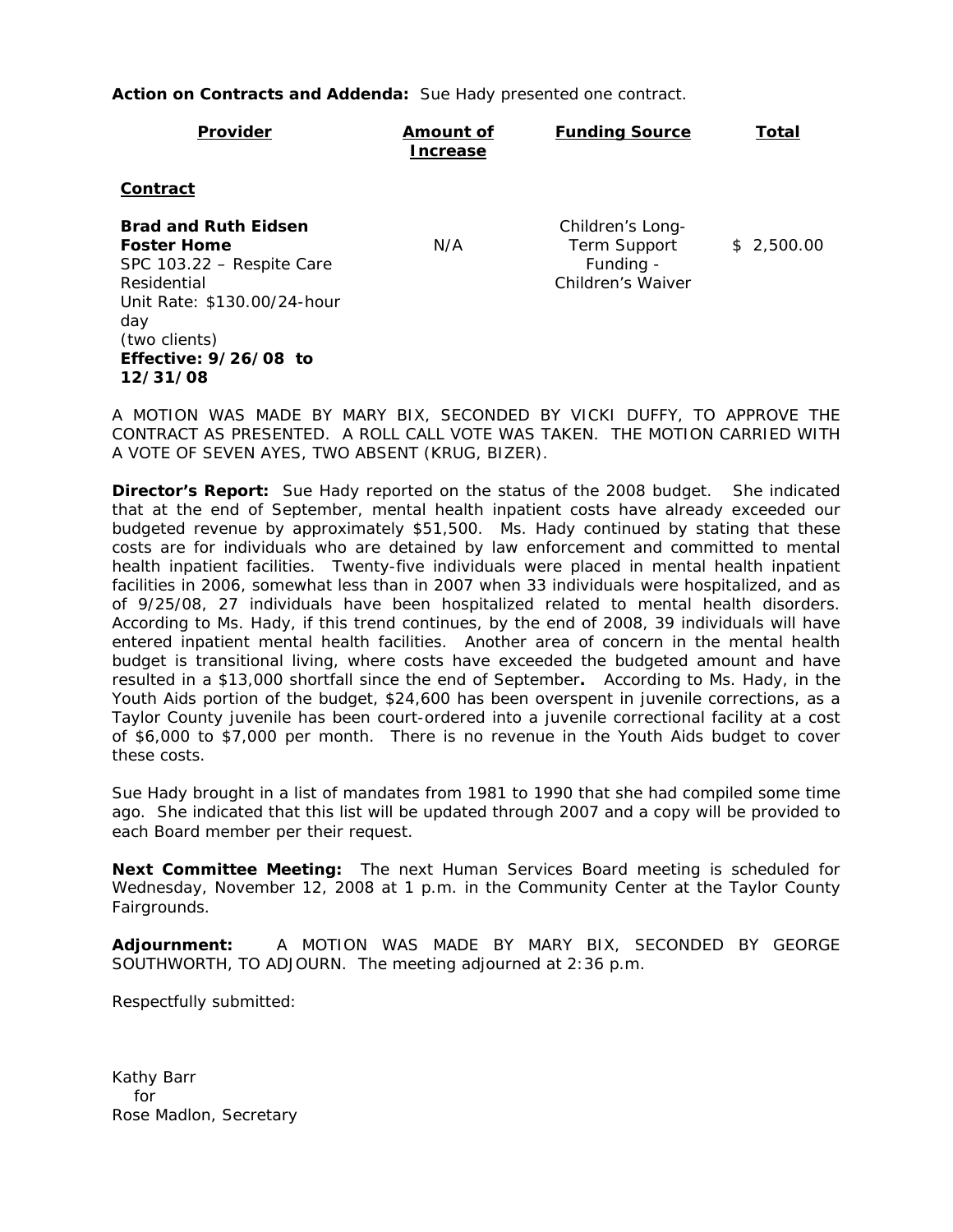**Action on Contracts and Addenda:** Sue Hady presented one contract.

| Provider | Amount of Increase | Funding Source | Total |
|---|---|---|---|
| **Contract** | | | |
| **Brad and Ruth Eidsen Foster Home** SPC 103.22 – Respite Care Residential Unit Rate: $130.00/24-hour day (two clients) **Effective: 9/26/08 to 12/31/08** | N/A | Children's Long-Term Support Funding - Children's Waiver | $ 2,500.00 |

A MOTION WAS MADE BY MARY BIX, SECONDED BY VICKI DUFFY, TO APPROVE THE CONTRACT AS PRESENTED. A ROLL CALL VOTE WAS TAKEN. THE MOTION CARRIED WITH A VOTE OF SEVEN AYES, TWO ABSENT (KRUG, BIZER).

**Director's Report:** Sue Hady reported on the status of the 2008 budget. She indicated that at the end of September, mental health inpatient costs have already exceeded our budgeted revenue by approximately $51,500. Ms. Hady continued by stating that these costs are for individuals who are detained by law enforcement and committed to mental health inpatient facilities. Twenty-five individuals were placed in mental health inpatient facilities in 2006, somewhat less than in 2007 when 33 individuals were hospitalized, and as of 9/25/08, 27 individuals have been hospitalized related to mental health disorders. According to Ms. Hady, if this trend continues, by the end of 2008, 39 individuals will have entered inpatient mental health facilities. Another area of concern in the mental health budget is transitional living, where costs have exceeded the budgeted amount and have resulted in a $13,000 shortfall since the end of September**.** According to Ms. Hady, in the Youth Aids portion of the budget, $24,600 has been overspent in juvenile corrections, as a Taylor County juvenile has been court-ordered into a juvenile correctional facility at a cost of $6,000 to $7,000 per month. There is no revenue in the Youth Aids budget to cover these costs.

Sue Hady brought in a list of mandates from 1981 to 1990 that she had compiled some time ago. She indicated that this list will be updated through 2007 and a copy will be provided to each Board member per their request.

**Next Committee Meeting:** The next Human Services Board meeting is scheduled for Wednesday, November 12, 2008 at 1 p.m. in the Community Center at the Taylor County Fairgrounds.

**Adjournment:** A MOTION WAS MADE BY MARY BIX, SECONDED BY GEORGE SOUTHWORTH, TO ADJOURN. The meeting adjourned at 2:36 p.m.

Respectfully submitted:

Kathy Barr
for
Rose Madlon, Secretary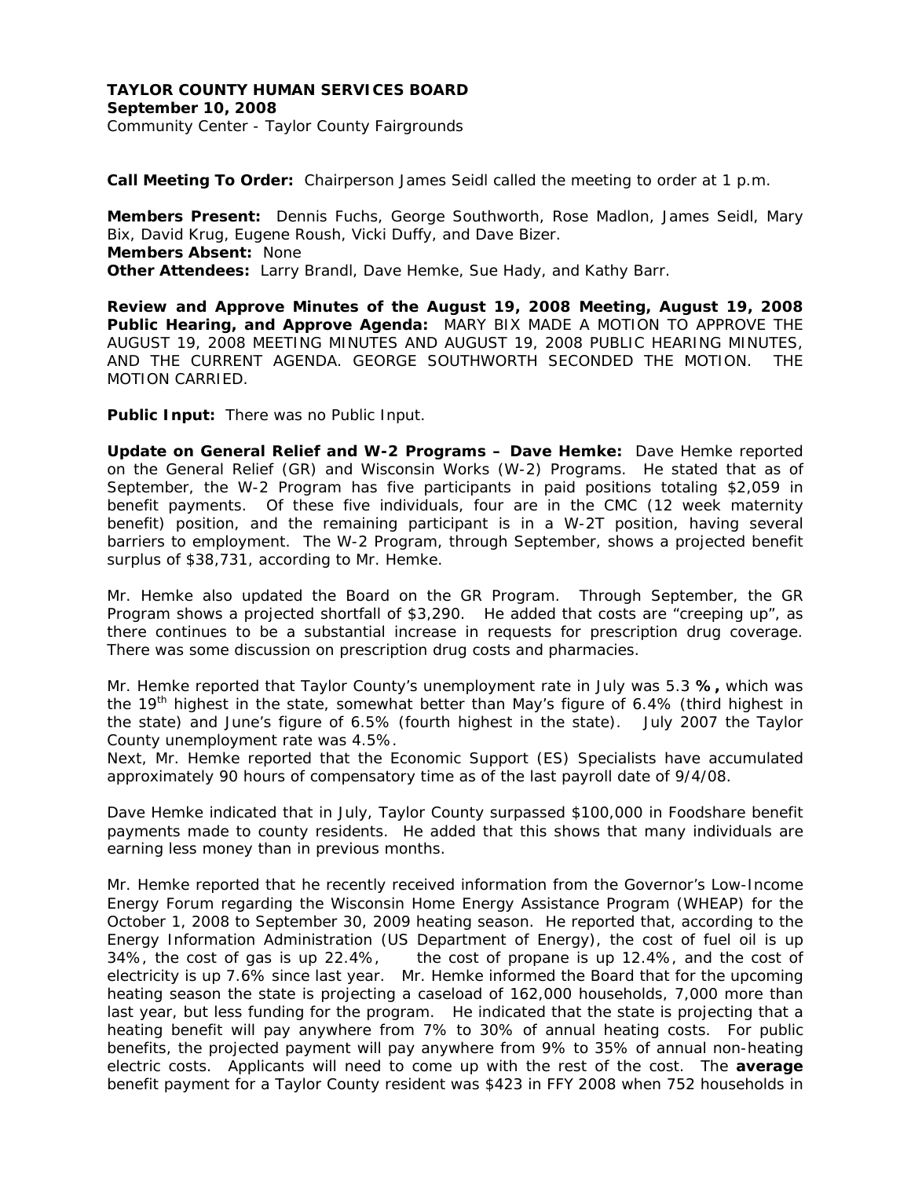**TAYLOR COUNTY HUMAN SERVICES BOARD**
**September 10, 2008**
Community Center - Taylor County Fairgrounds

**Call Meeting To Order:** Chairperson James Seidl called the meeting to order at 1 p.m.

**Members Present:** Dennis Fuchs, George Southworth, Rose Madlon, James Seidl, Mary Bix, David Krug, Eugene Roush, Vicki Duffy, and Dave Bizer.
**Members Absent:** None
**Other Attendees:** Larry Brandl, Dave Hemke, Sue Hady, and Kathy Barr.

**Review and Approve Minutes of the August 19, 2008 Meeting, August 19, 2008 Public Hearing, and Approve Agenda:** MARY BIX MADE A MOTION TO APPROVE THE AUGUST 19, 2008 MEETING MINUTES AND AUGUST 19, 2008 PUBLIC HEARING MINUTES, AND THE CURRENT AGENDA. GEORGE SOUTHWORTH SECONDED THE MOTION. THE MOTION CARRIED.

**Public Input:** There was no Public Input.

**Update on General Relief and W-2 Programs – Dave Hemke:** Dave Hemke reported on the General Relief (GR) and Wisconsin Works (W-2) Programs. He stated that as of September, the W-2 Program has five participants in paid positions totaling $2,059 in benefit payments. Of these five individuals, four are in the CMC (12 week maternity benefit) position, and the remaining participant is in a W-2T position, having several barriers to employment. The W-2 Program, through September, shows a projected benefit surplus of $38,731, according to Mr. Hemke.

Mr. Hemke also updated the Board on the GR Program. Through September, the GR Program shows a projected shortfall of $3,290. He added that costs are "creeping up", as there continues to be a substantial increase in requests for prescription drug coverage. There was some discussion on prescription drug costs and pharmacies.

Mr. Hemke reported that Taylor County's unemployment rate in July was 5.3 **%,** which was the 19th highest in the state, somewhat better than May's figure of 6.4% (third highest in the state) and June's figure of 6.5% (fourth highest in the state). July 2007 the Taylor County unemployment rate was 4.5%.
Next, Mr. Hemke reported that the Economic Support (ES) Specialists have accumulated approximately 90 hours of compensatory time as of the last payroll date of 9/4/08.

Dave Hemke indicated that in July, Taylor County surpassed $100,000 in Foodshare benefit payments made to county residents. He added that this shows that many individuals are earning less money than in previous months.

Mr. Hemke reported that he recently received information from the Governor's Low-Income Energy Forum regarding the Wisconsin Home Energy Assistance Program (WHEAP) for the October 1, 2008 to September 30, 2009 heating season. He reported that, according to the Energy Information Administration (US Department of Energy), the cost of fuel oil is up 34%, the cost of gas is up 22.4%, the cost of propane is up 12.4%, and the cost of electricity is up 7.6% since last year. Mr. Hemke informed the Board that for the upcoming heating season the state is projecting a caseload of 162,000 households, 7,000 more than last year, but less funding for the program. He indicated that the state is projecting that a heating benefit will pay anywhere from 7% to 30% of annual heating costs. For public benefits, the projected payment will pay anywhere from 9% to 35% of annual non-heating electric costs. Applicants will need to come up with the rest of the cost. The **average** benefit payment for a Taylor County resident was $423 in FFY 2008 when 752 households in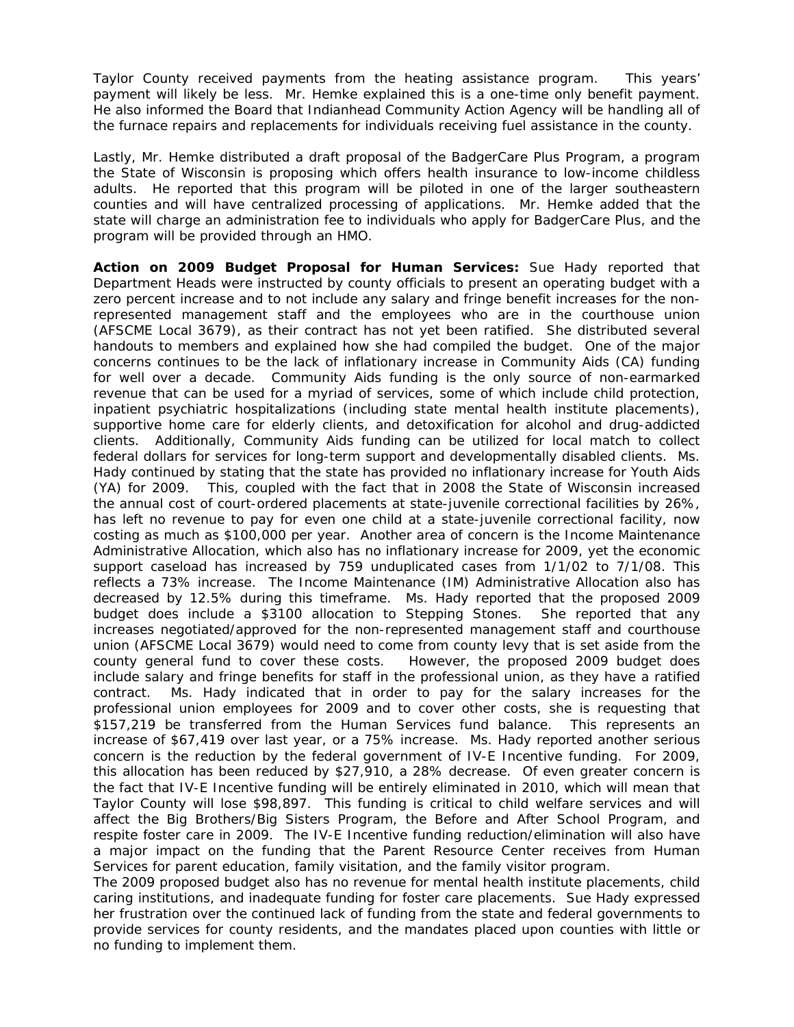Taylor County received payments from the heating assistance program. This years' payment will likely be less. Mr. Hemke explained this is a one-time only benefit payment. He also informed the Board that Indianhead Community Action Agency will be handling all of the furnace repairs and replacements for individuals receiving fuel assistance in the county.

Lastly, Mr. Hemke distributed a draft proposal of the BadgerCare Plus Program, a program the State of Wisconsin is proposing which offers health insurance to low-income childless adults. He reported that this program will be piloted in one of the larger southeastern counties and will have centralized processing of applications. Mr. Hemke added that the state will charge an administration fee to individuals who apply for BadgerCare Plus, and the program will be provided through an HMO.

**Action on 2009 Budget Proposal for Human Services:** Sue Hady reported that Department Heads were instructed by county officials to present an operating budget with a zero percent increase and to not include any salary and fringe benefit increases for the non-represented management staff and the employees who are in the courthouse union (AFSCME Local 3679), as their contract has not yet been ratified. She distributed several handouts to members and explained how she had compiled the budget. One of the major concerns continues to be the lack of inflationary increase in Community Aids (CA) funding for well over a decade. Community Aids funding is the only source of non-earmarked revenue that can be used for a myriad of services, some of which include child protection, inpatient psychiatric hospitalizations (including state mental health institute placements), supportive home care for elderly clients, and detoxification for alcohol and drug-addicted clients. Additionally, Community Aids funding can be utilized for local match to collect federal dollars for services for long-term support and developmentally disabled clients. Ms. Hady continued by stating that the state has provided no inflationary increase for Youth Aids (YA) for 2009. This, coupled with the fact that in 2008 the State of Wisconsin increased the annual cost of court-ordered placements at state-juvenile correctional facilities by 26%, has left no revenue to pay for even one child at a state-juvenile correctional facility, now costing as much as $100,000 per year. Another area of concern is the Income Maintenance Administrative Allocation, which also has no inflationary increase for 2009, yet the economic support caseload has increased by 759 unduplicated cases from 1/1/02 to 7/1/08. This reflects a 73% increase. The Income Maintenance (IM) Administrative Allocation also has decreased by 12.5% during this timeframe. Ms. Hady reported that the proposed 2009 budget does include a $3100 allocation to Stepping Stones. She reported that any increases negotiated/approved for the non-represented management staff and courthouse union (AFSCME Local 3679) would need to come from county levy that is set aside from the county general fund to cover these costs. However, the proposed 2009 budget does include salary and fringe benefits for staff in the professional union, as they have a ratified contract. Ms. Hady indicated that in order to pay for the salary increases for the professional union employees for 2009 and to cover other costs, she is requesting that $157,219 be transferred from the Human Services fund balance. This represents an increase of $67,419 over last year, or a 75% increase. Ms. Hady reported another serious concern is the reduction by the federal government of IV-E Incentive funding. For 2009, this allocation has been reduced by $27,910, a 28% decrease. Of even greater concern is the fact that IV-E Incentive funding will be entirely eliminated in 2010, which will mean that Taylor County will lose $98,897. This funding is critical to child welfare services and will affect the Big Brothers/Big Sisters Program, the Before and After School Program, and respite foster care in 2009. The IV-E Incentive funding reduction/elimination will also have a major impact on the funding that the Parent Resource Center receives from Human Services for parent education, family visitation, and the family visitor program.

The 2009 proposed budget also has no revenue for mental health institute placements, child caring institutions, and inadequate funding for foster care placements. Sue Hady expressed her frustration over the continued lack of funding from the state and federal governments to provide services for county residents, and the mandates placed upon counties with little or no funding to implement them.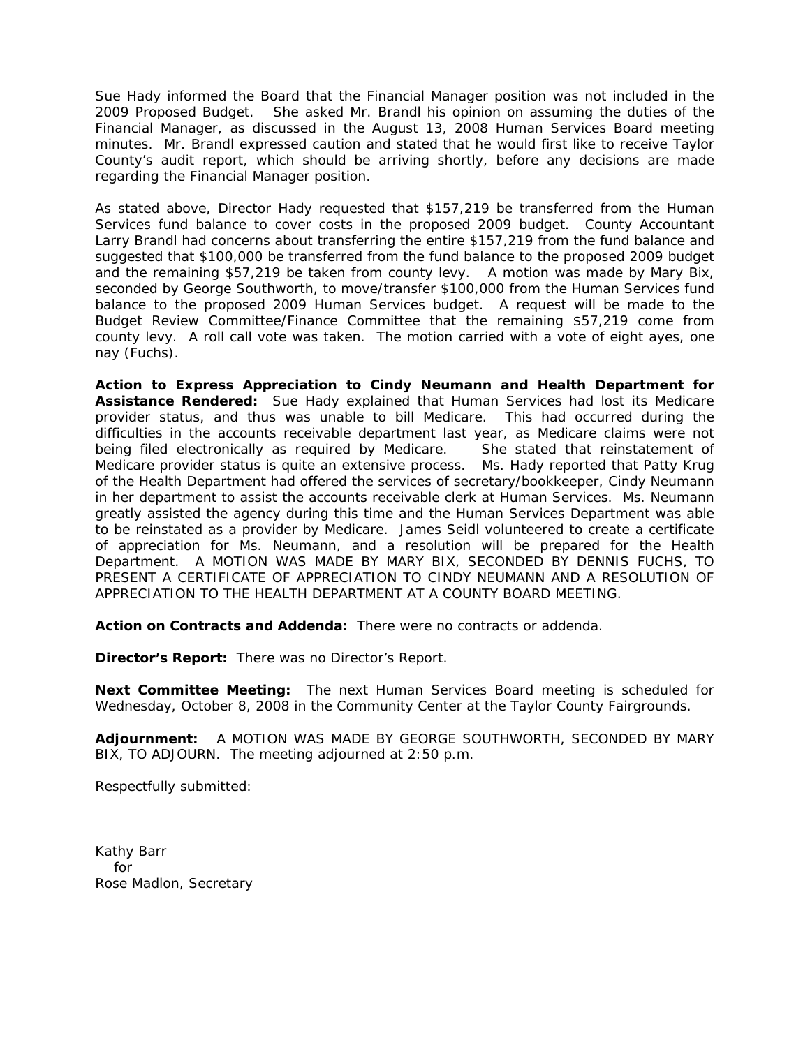Sue Hady informed the Board that the Financial Manager position was not included in the 2009 Proposed Budget. She asked Mr. Brandl his opinion on assuming the duties of the Financial Manager, as discussed in the August 13, 2008 Human Services Board meeting minutes. Mr. Brandl expressed caution and stated that he would first like to receive Taylor County's audit report, which should be arriving shortly, before any decisions are made regarding the Financial Manager position.

As stated above, Director Hady requested that $157,219 be transferred from the Human Services fund balance to cover costs in the proposed 2009 budget. County Accountant Larry Brandl had concerns about transferring the entire $157,219 from the fund balance and suggested that $100,000 be transferred from the fund balance to the proposed 2009 budget and the remaining $57,219 be taken from county levy. A motion was made by Mary Bix, seconded by George Southworth, to move/transfer $100,000 from the Human Services fund balance to the proposed 2009 Human Services budget. A request will be made to the Budget Review Committee/Finance Committee that the remaining $57,219 come from county levy. A roll call vote was taken. The motion carried with a vote of eight ayes, one nay (Fuchs).

**Action to Express Appreciation to Cindy Neumann and Health Department for Assistance Rendered:** Sue Hady explained that Human Services had lost its Medicare provider status, and thus was unable to bill Medicare. This had occurred during the difficulties in the accounts receivable department last year, as Medicare claims were not being filed electronically as required by Medicare. She stated that reinstatement of Medicare provider status is quite an extensive process. Ms. Hady reported that Patty Krug of the Health Department had offered the services of secretary/bookkeeper, Cindy Neumann in her department to assist the accounts receivable clerk at Human Services. Ms. Neumann greatly assisted the agency during this time and the Human Services Department was able to be reinstated as a provider by Medicare. James Seidl volunteered to create a certificate of appreciation for Ms. Neumann, and a resolution will be prepared for the Health Department. A MOTION WAS MADE BY MARY BIX, SECONDED BY DENNIS FUCHS, TO PRESENT A CERTIFICATE OF APPRECIATION TO CINDY NEUMANN AND A RESOLUTION OF APPRECIATION TO THE HEALTH DEPARTMENT AT A COUNTY BOARD MEETING.

**Action on Contracts and Addenda:** There were no contracts or addenda.

**Director's Report:** There was no Director's Report.

**Next Committee Meeting:** The next Human Services Board meeting is scheduled for Wednesday, October 8, 2008 in the Community Center at the Taylor County Fairgrounds.

**Adjournment:** A MOTION WAS MADE BY GEORGE SOUTHWORTH, SECONDED BY MARY BIX, TO ADJOURN. The meeting adjourned at 2:50 p.m.

Respectfully submitted:

Kathy Barr
for
Rose Madlon, Secretary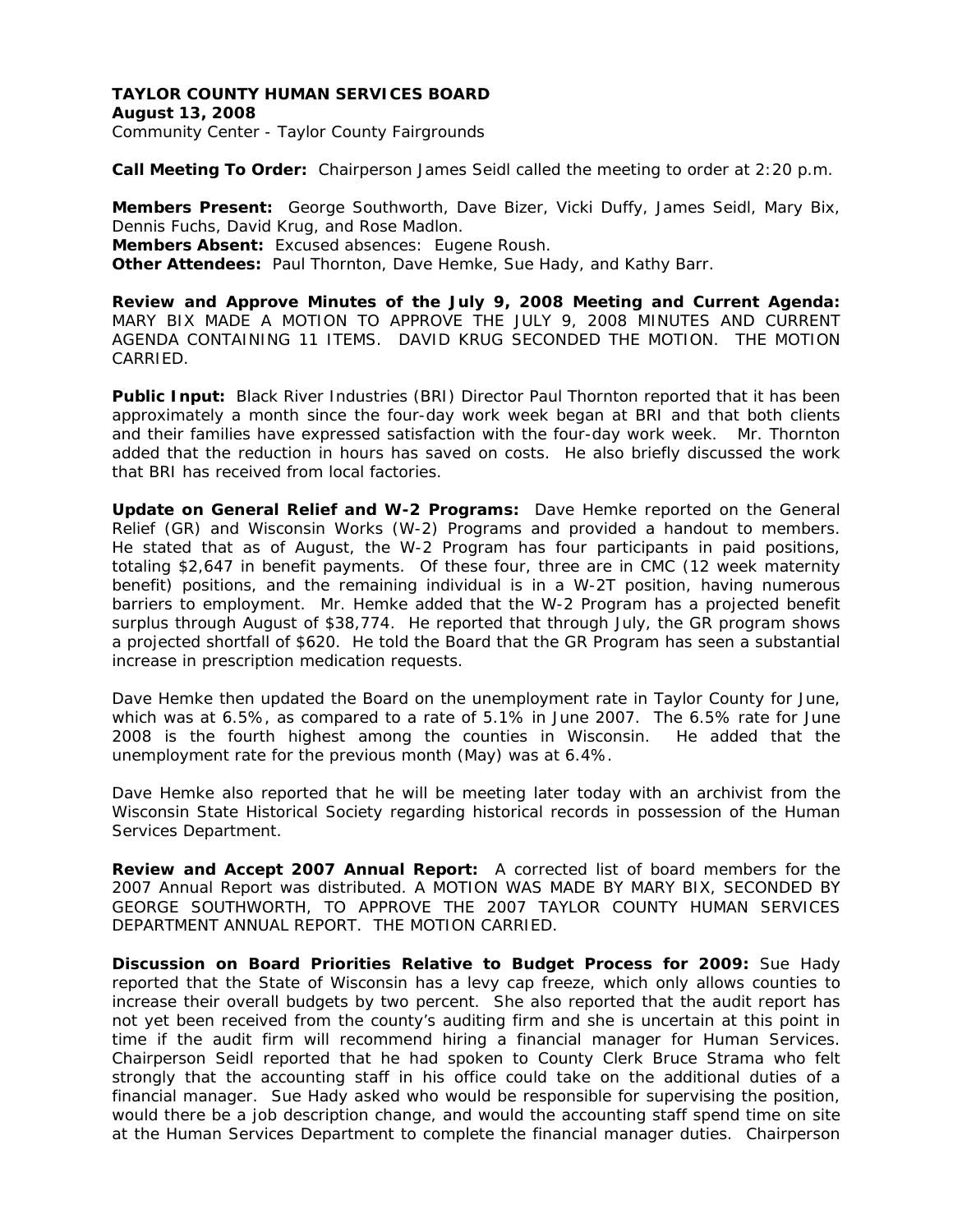**TAYLOR COUNTY HUMAN SERVICES BOARD**
**August 13, 2008**
Community Center - Taylor County Fairgrounds

**Call Meeting To Order:** Chairperson James Seidl called the meeting to order at 2:20 p.m.

**Members Present:** George Southworth, Dave Bizer, Vicki Duffy, James Seidl, Mary Bix, Dennis Fuchs, David Krug, and Rose Madlon.
**Members Absent:** Excused absences: Eugene Roush.
**Other Attendees:** Paul Thornton, Dave Hemke, Sue Hady, and Kathy Barr.

**Review and Approve Minutes of the July 9, 2008 Meeting and Current Agenda:** MARY BIX MADE A MOTION TO APPROVE THE JULY 9, 2008 MINUTES AND CURRENT AGENDA CONTAINING 11 ITEMS. DAVID KRUG SECONDED THE MOTION. THE MOTION CARRIED.

**Public Input:** Black River Industries (BRI) Director Paul Thornton reported that it has been approximately a month since the four-day work week began at BRI and that both clients and their families have expressed satisfaction with the four-day work week. Mr. Thornton added that the reduction in hours has saved on costs. He also briefly discussed the work that BRI has received from local factories.

**Update on General Relief and W-2 Programs:** Dave Hemke reported on the General Relief (GR) and Wisconsin Works (W-2) Programs and provided a handout to members. He stated that as of August, the W-2 Program has four participants in paid positions, totaling $2,647 in benefit payments. Of these four, three are in CMC (12 week maternity benefit) positions, and the remaining individual is in a W-2T position, having numerous barriers to employment. Mr. Hemke added that the W-2 Program has a projected benefit surplus through August of $38,774. He reported that through July, the GR program shows a projected shortfall of $620. He told the Board that the GR Program has seen a substantial increase in prescription medication requests.

Dave Hemke then updated the Board on the unemployment rate in Taylor County for June, which was at 6.5%, as compared to a rate of 5.1% in June 2007. The 6.5% rate for June 2008 is the fourth highest among the counties in Wisconsin. He added that the unemployment rate for the previous month (May) was at 6.4%.

Dave Hemke also reported that he will be meeting later today with an archivist from the Wisconsin State Historical Society regarding historical records in possession of the Human Services Department.

**Review and Accept 2007 Annual Report:** A corrected list of board members for the 2007 Annual Report was distributed. A MOTION WAS MADE BY MARY BIX, SECONDED BY GEORGE SOUTHWORTH, TO APPROVE THE 2007 TAYLOR COUNTY HUMAN SERVICES DEPARTMENT ANNUAL REPORT. THE MOTION CARRIED.

**Discussion on Board Priorities Relative to Budget Process for 2009:** Sue Hady reported that the State of Wisconsin has a levy cap freeze, which only allows counties to increase their overall budgets by two percent. She also reported that the audit report has not yet been received from the county's auditing firm and she is uncertain at this point in time if the audit firm will recommend hiring a financial manager for Human Services. Chairperson Seidl reported that he had spoken to County Clerk Bruce Strama who felt strongly that the accounting staff in his office could take on the additional duties of a financial manager. Sue Hady asked who would be responsible for supervising the position, would there be a job description change, and would the accounting staff spend time on site at the Human Services Department to complete the financial manager duties. Chairperson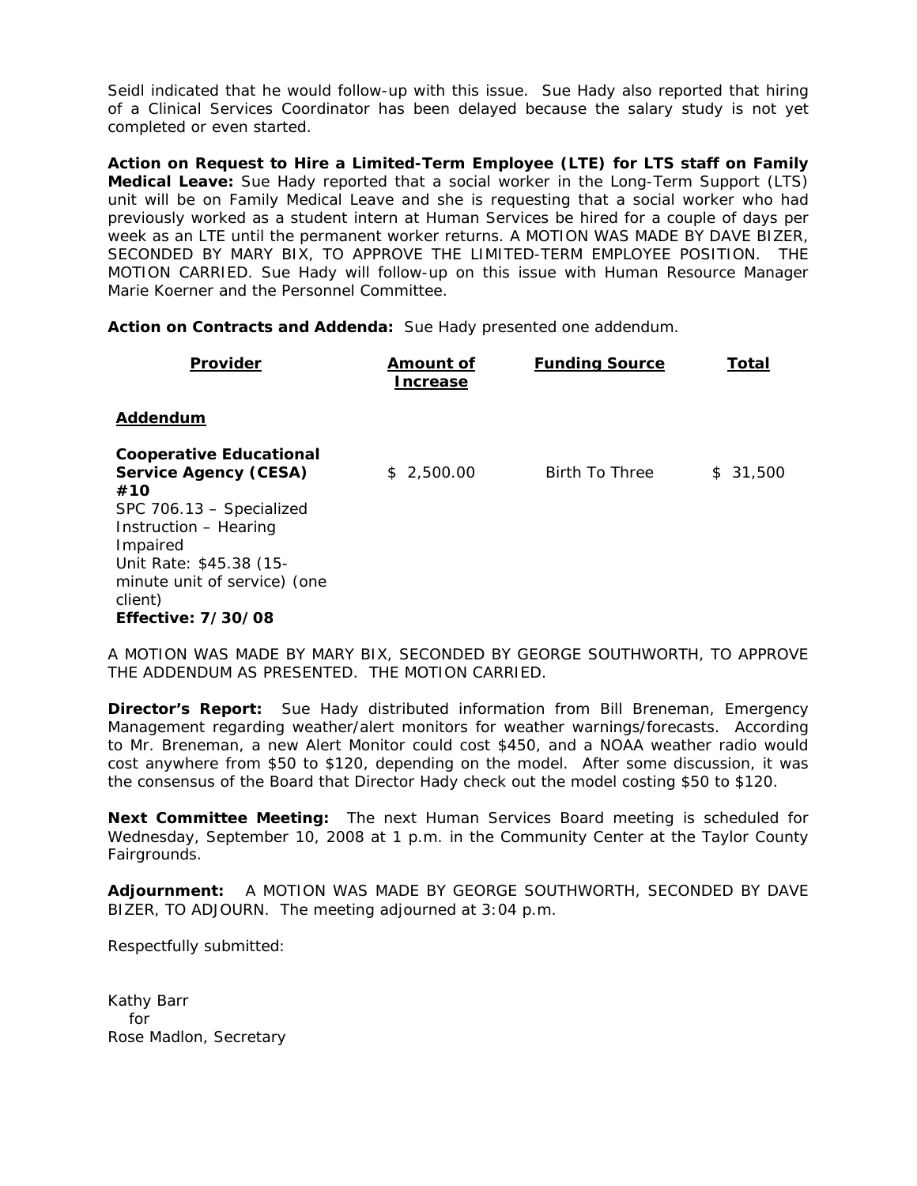Seidl indicated that he would follow-up with this issue. Sue Hady also reported that hiring of a Clinical Services Coordinator has been delayed because the salary study is not yet completed or even started.

**Action on Request to Hire a Limited-Term Employee (LTE) for LTS staff on Family Medical Leave:** Sue Hady reported that a social worker in the Long-Term Support (LTS) unit will be on Family Medical Leave and she is requesting that a social worker who had previously worked as a student intern at Human Services be hired for a couple of days per week as an LTE until the permanent worker returns. A MOTION WAS MADE BY DAVE BIZER, SECONDED BY MARY BIX, TO APPROVE THE LIMITED-TERM EMPLOYEE POSITION. THE MOTION CARRIED. Sue Hady will follow-up on this issue with Human Resource Manager Marie Koerner and the Personnel Committee.

**Action on Contracts and Addenda:** Sue Hady presented one addendum.

| Provider | Amount of Increase | Funding Source | Total |
|---|---|---|---|
| **Addendum** | | | |
| **Cooperative Educational Service Agency (CESA) #10**<br>SPC 706.13 – Specialized Instruction – Hearing Impaired<br>Unit Rate: $45.38 (15-minute unit of service) (one client)<br>**Effective: 7/30/08** | $ 2,500.00 | Birth To Three | $ 31,500 |

A MOTION WAS MADE BY MARY BIX, SECONDED BY GEORGE SOUTHWORTH, TO APPROVE THE ADDENDUM AS PRESENTED. THE MOTION CARRIED.

**Director's Report:** Sue Hady distributed information from Bill Breneman, Emergency Management regarding weather/alert monitors for weather warnings/forecasts. According to Mr. Breneman, a new Alert Monitor could cost $450, and a NOAA weather radio would cost anywhere from $50 to $120, depending on the model. After some discussion, it was the consensus of the Board that Director Hady check out the model costing $50 to $120.

**Next Committee Meeting:** The next Human Services Board meeting is scheduled for Wednesday, September 10, 2008 at 1 p.m. in the Community Center at the Taylor County Fairgrounds.

**Adjournment:** A MOTION WAS MADE BY GEORGE SOUTHWORTH, SECONDED BY DAVE BIZER, TO ADJOURN. The meeting adjourned at 3:04 p.m.

Respectfully submitted:

Kathy Barr
for
Rose Madlon, Secretary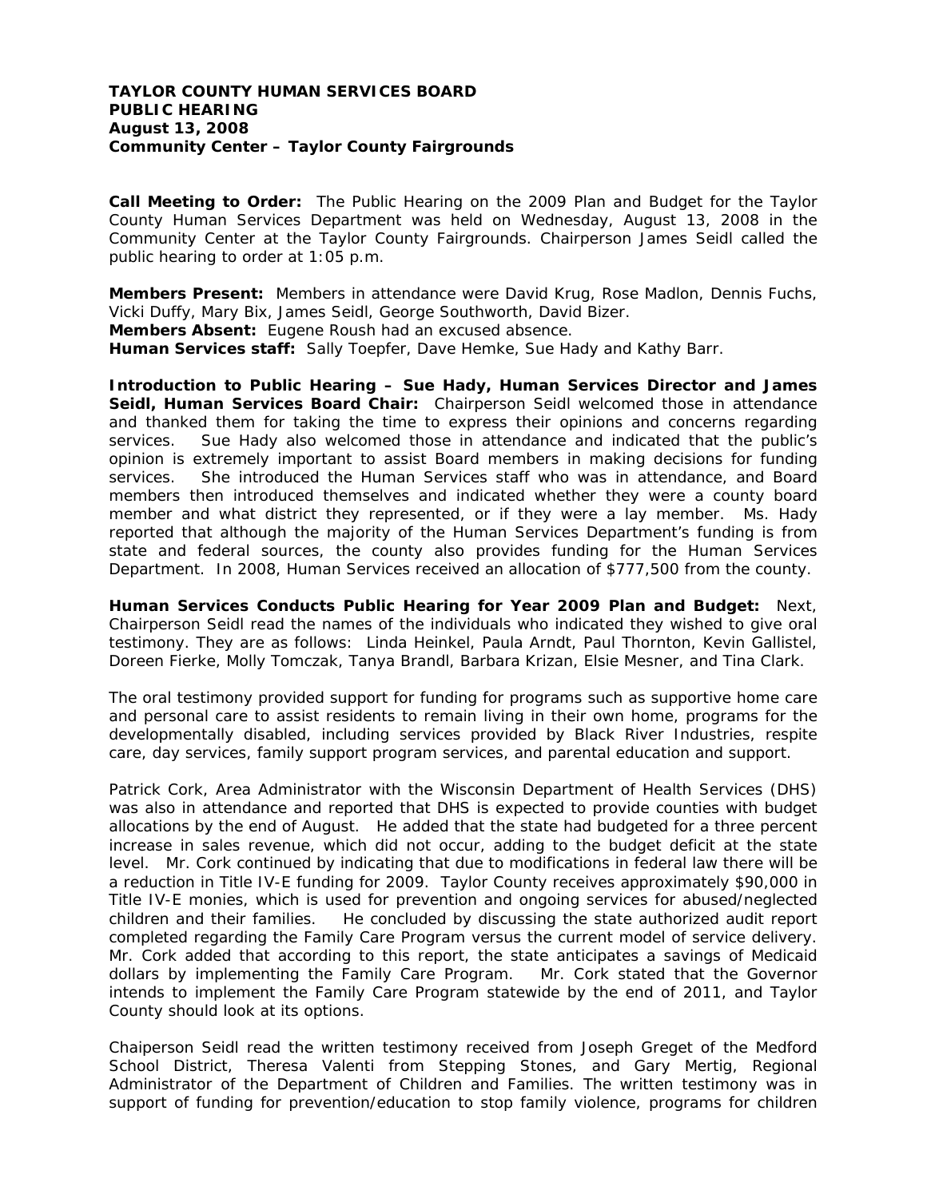**TAYLOR COUNTY HUMAN SERVICES BOARD**
**PUBLIC HEARING**
**August 13, 2008**
**Community Center – Taylor County Fairgrounds**

**Call Meeting to Order:** The Public Hearing on the 2009 Plan and Budget for the Taylor County Human Services Department was held on Wednesday, August 13, 2008 in the Community Center at the Taylor County Fairgrounds. Chairperson James Seidl called the public hearing to order at 1:05 p.m.

**Members Present:** Members in attendance were David Krug, Rose Madlon, Dennis Fuchs, Vicki Duffy, Mary Bix, James Seidl, George Southworth, David Bizer.
**Members Absent:** Eugene Roush had an excused absence.
**Human Services staff:** Sally Toepfer, Dave Hemke, Sue Hady and Kathy Barr.

**Introduction to Public Hearing – Sue Hady, Human Services Director and James Seidl, Human Services Board Chair:** Chairperson Seidl welcomed those in attendance and thanked them for taking the time to express their opinions and concerns regarding services. Sue Hady also welcomed those in attendance and indicated that the public's opinion is extremely important to assist Board members in making decisions for funding services. She introduced the Human Services staff who was in attendance, and Board members then introduced themselves and indicated whether they were a county board member and what district they represented, or if they were a lay member. Ms. Hady reported that although the majority of the Human Services Department's funding is from state and federal sources, the county also provides funding for the Human Services Department. In 2008, Human Services received an allocation of $777,500 from the county.

**Human Services Conducts Public Hearing for Year 2009 Plan and Budget:** Next, Chairperson Seidl read the names of the individuals who indicated they wished to give oral testimony. They are as follows: Linda Heinkel, Paula Arndt, Paul Thornton, Kevin Gallistel, Doreen Fierke, Molly Tomczak, Tanya Brandl, Barbara Krizan, Elsie Mesner, and Tina Clark.

The oral testimony provided support for funding for programs such as supportive home care and personal care to assist residents to remain living in their own home, programs for the developmentally disabled, including services provided by Black River Industries, respite care, day services, family support program services, and parental education and support.

Patrick Cork, Area Administrator with the Wisconsin Department of Health Services (DHS) was also in attendance and reported that DHS is expected to provide counties with budget allocations by the end of August. He added that the state had budgeted for a three percent increase in sales revenue, which did not occur, adding to the budget deficit at the state level. Mr. Cork continued by indicating that due to modifications in federal law there will be a reduction in Title IV-E funding for 2009. Taylor County receives approximately $90,000 in Title IV-E monies, which is used for prevention and ongoing services for abused/neglected children and their families. He concluded by discussing the state authorized audit report completed regarding the Family Care Program versus the current model of service delivery. Mr. Cork added that according to this report, the state anticipates a savings of Medicaid dollars by implementing the Family Care Program. Mr. Cork stated that the Governor intends to implement the Family Care Program statewide by the end of 2011, and Taylor County should look at its options.

Chaiperson Seidl read the written testimony received from Joseph Greget of the Medford School District, Theresa Valenti from Stepping Stones, and Gary Mertig, Regional Administrator of the Department of Children and Families. The written testimony was in support of funding for prevention/education to stop family violence, programs for children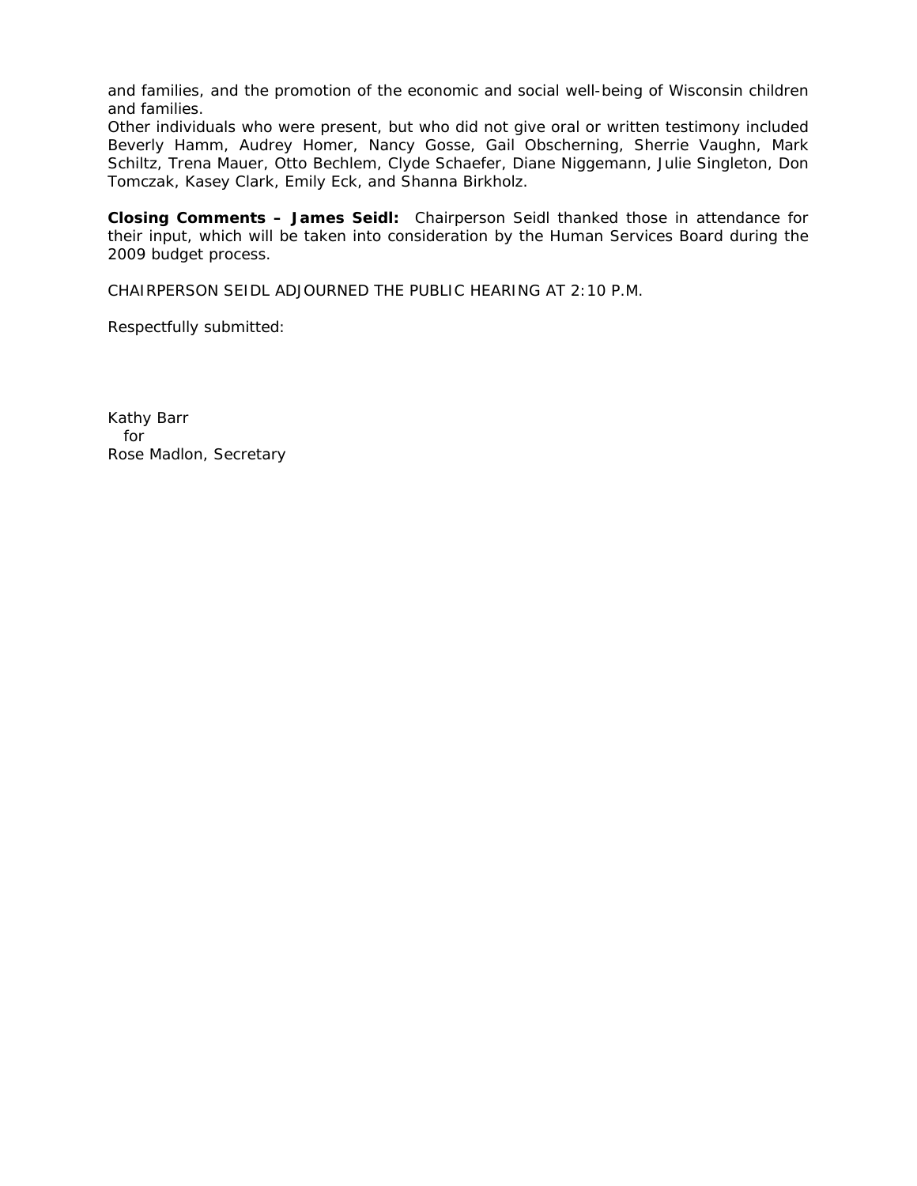and families, and the promotion of the economic and social well-being of Wisconsin children and families.

Other individuals who were present, but who did not give oral or written testimony included Beverly Hamm, Audrey Homer, Nancy Gosse, Gail Obscherning, Sherrie Vaughn, Mark Schiltz, Trena Mauer, Otto Bechlem, Clyde Schaefer, Diane Niggemann, Julie Singleton, Don Tomczak, Kasey Clark, Emily Eck, and Shanna Birkholz.

**Closing Comments – James Seidl:** Chairperson Seidl thanked those in attendance for their input, which will be taken into consideration by the Human Services Board during the 2009 budget process.

CHAIRPERSON SEIDL ADJOURNED THE PUBLIC HEARING AT 2:10 P.M.

Respectfully submitted:

Kathy Barr
for
Rose Madlon, Secretary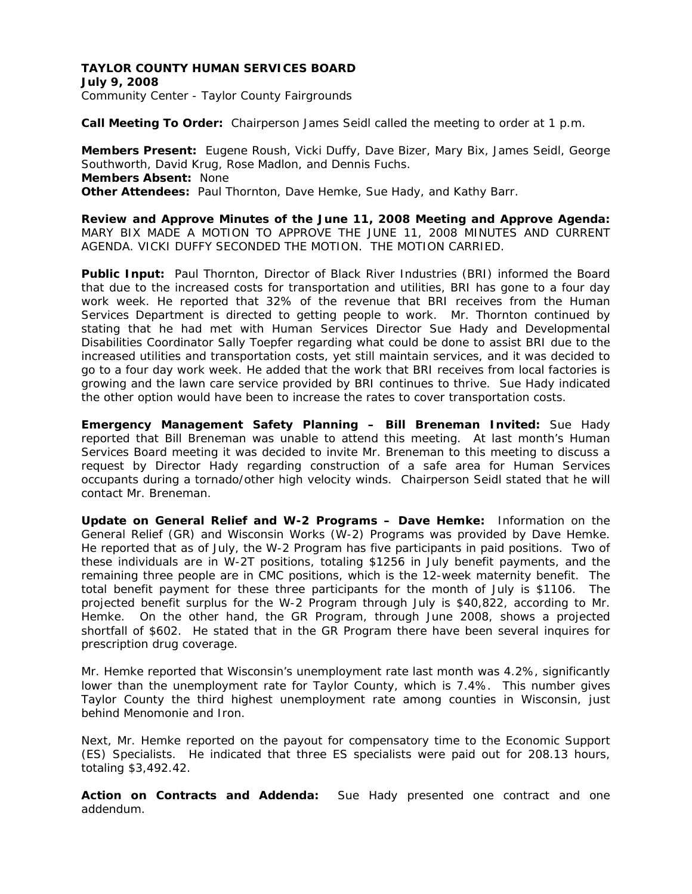**TAYLOR COUNTY HUMAN SERVICES BOARD**
**July 9, 2008**
Community Center - Taylor County Fairgrounds

**Call Meeting To Order:** Chairperson James Seidl called the meeting to order at 1 p.m.

**Members Present:** Eugene Roush, Vicki Duffy, Dave Bizer, Mary Bix, James Seidl, George Southworth, David Krug, Rose Madlon, and Dennis Fuchs.
**Members Absent:** None
**Other Attendees:** Paul Thornton, Dave Hemke, Sue Hady, and Kathy Barr.

**Review and Approve Minutes of the June 11, 2008 Meeting and Approve Agenda:** MARY BIX MADE A MOTION TO APPROVE THE JUNE 11, 2008 MINUTES AND CURRENT AGENDA. VICKI DUFFY SECONDED THE MOTION. THE MOTION CARRIED.

**Public Input:** Paul Thornton, Director of Black River Industries (BRI) informed the Board that due to the increased costs for transportation and utilities, BRI has gone to a four day work week. He reported that 32% of the revenue that BRI receives from the Human Services Department is directed to getting people to work. Mr. Thornton continued by stating that he had met with Human Services Director Sue Hady and Developmental Disabilities Coordinator Sally Toepfer regarding what could be done to assist BRI due to the increased utilities and transportation costs, yet still maintain services, and it was decided to go to a four day work week. He added that the work that BRI receives from local factories is growing and the lawn care service provided by BRI continues to thrive. Sue Hady indicated the other option would have been to increase the rates to cover transportation costs.

**Emergency Management Safety Planning – Bill Breneman Invited:** Sue Hady reported that Bill Breneman was unable to attend this meeting. At last month's Human Services Board meeting it was decided to invite Mr. Breneman to this meeting to discuss a request by Director Hady regarding construction of a safe area for Human Services occupants during a tornado/other high velocity winds. Chairperson Seidl stated that he will contact Mr. Breneman.

**Update on General Relief and W-2 Programs – Dave Hemke:** Information on the General Relief (GR) and Wisconsin Works (W-2) Programs was provided by Dave Hemke. He reported that as of July, the W-2 Program has five participants in paid positions. Two of these individuals are in W-2T positions, totaling $1256 in July benefit payments, and the remaining three people are in CMC positions, which is the 12-week maternity benefit. The total benefit payment for these three participants for the month of July is $1106. The projected benefit surplus for the W-2 Program through July is $40,822, according to Mr. Hemke. On the other hand, the GR Program, through June 2008, shows a projected shortfall of $602. He stated that in the GR Program there have been several inquires for prescription drug coverage.

Mr. Hemke reported that Wisconsin's unemployment rate last month was 4.2%, significantly lower than the unemployment rate for Taylor County, which is 7.4%. This number gives Taylor County the third highest unemployment rate among counties in Wisconsin, just behind Menomonie and Iron.

Next, Mr. Hemke reported on the payout for compensatory time to the Economic Support (ES) Specialists. He indicated that three ES specialists were paid out for 208.13 hours, totaling $3,492.42.

**Action on Contracts and Addenda:** Sue Hady presented one contract and one addendum.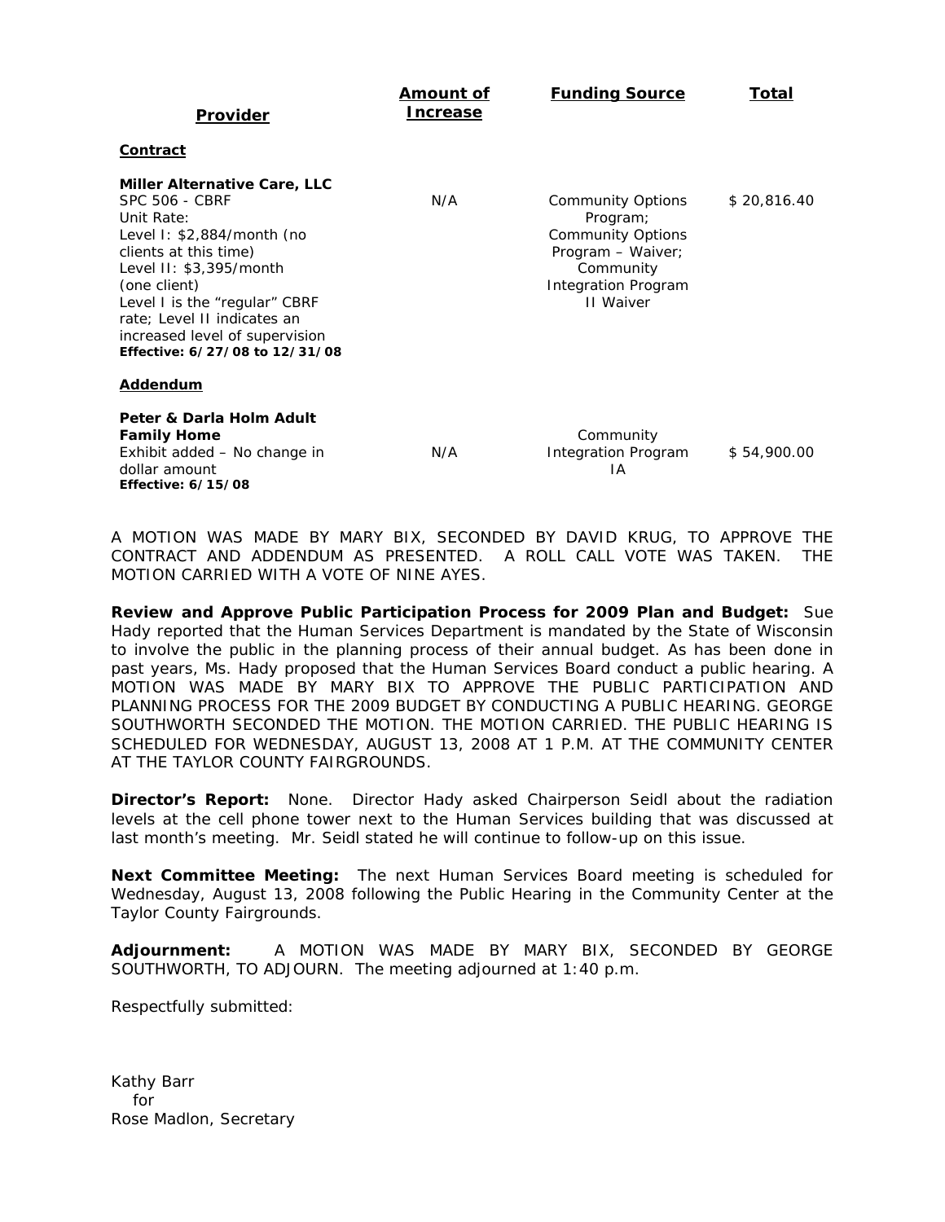| Provider | Amount of Increase | Funding Source | Total |
|---|---|---|---|
| **Contract** | | | |
| **Miller Alternative Care, LLC**<br>SPC 506 - CBRF<br>Unit Rate:<br>Level I: $2,884/month (no clients at this time)<br>Level II: $3,395/month (one client)<br>Level I is the "regular" CBRF rate; Level II indicates an increased level of supervision<br>**Effective: 6/27/08 to 12/31/08** | N/A | Community Options Program; Community Options Program – Waiver; Community Integration Program II Waiver | $ 20,816.40 |
| **Addendum** | | | |
| **Peter & Darla Holm Adult Family Home**<br>Exhibit added – No change in dollar amount<br>**Effective: 6/15/08** | N/A | Community Integration Program IA | $ 54,900.00 |

A MOTION WAS MADE BY MARY BIX, SECONDED BY DAVID KRUG, TO APPROVE THE CONTRACT AND ADDENDUM AS PRESENTED. A ROLL CALL VOTE WAS TAKEN. THE MOTION CARRIED WITH A VOTE OF NINE AYES.

**Review and Approve Public Participation Process for 2009 Plan and Budget:** Sue Hady reported that the Human Services Department is mandated by the State of Wisconsin to involve the public in the planning process of their annual budget. As has been done in past years, Ms. Hady proposed that the Human Services Board conduct a public hearing. A MOTION WAS MADE BY MARY BIX TO APPROVE THE PUBLIC PARTICIPATION AND PLANNING PROCESS FOR THE 2009 BUDGET BY CONDUCTING A PUBLIC HEARING. GEORGE SOUTHWORTH SECONDED THE MOTION. THE MOTION CARRIED. THE PUBLIC HEARING IS SCHEDULED FOR WEDNESDAY, AUGUST 13, 2008 AT 1 P.M. AT THE COMMUNITY CENTER AT THE TAYLOR COUNTY FAIRGROUNDS.

**Director's Report:** None. Director Hady asked Chairperson Seidl about the radiation levels at the cell phone tower next to the Human Services building that was discussed at last month's meeting. Mr. Seidl stated he will continue to follow-up on this issue.

**Next Committee Meeting:** The next Human Services Board meeting is scheduled for Wednesday, August 13, 2008 following the Public Hearing in the Community Center at the Taylor County Fairgrounds.

**Adjournment:** A MOTION WAS MADE BY MARY BIX, SECONDED BY GEORGE SOUTHWORTH, TO ADJOURN. The meeting adjourned at 1:40 p.m.

Respectfully submitted:

Kathy Barr
for
Rose Madlon, Secretary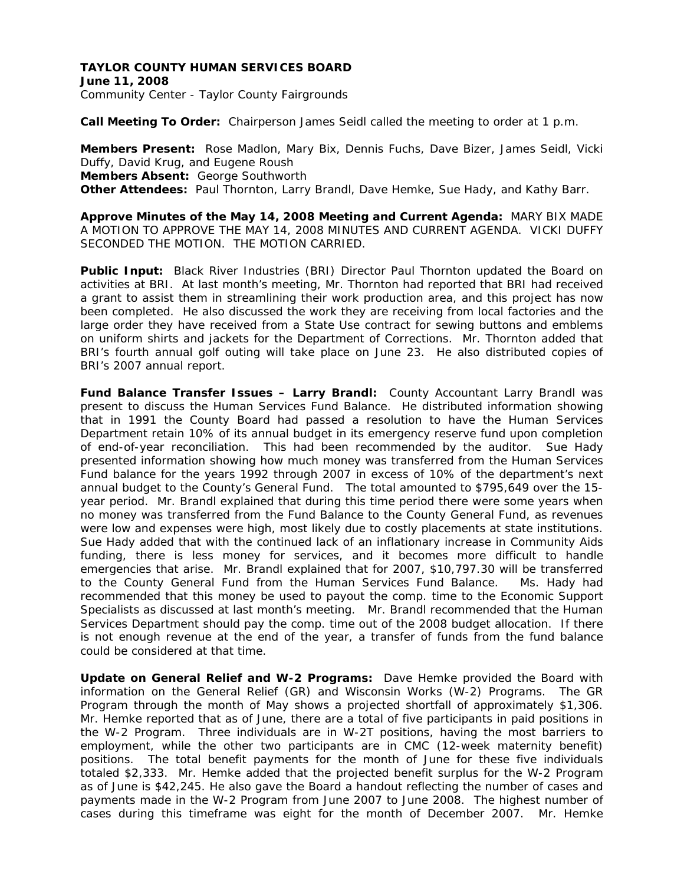**TAYLOR COUNTY HUMAN SERVICES BOARD**
**June 11, 2008**
Community Center - Taylor County Fairgrounds

**Call Meeting To Order:** Chairperson James Seidl called the meeting to order at 1 p.m.

**Members Present:** Rose Madlon, Mary Bix, Dennis Fuchs, Dave Bizer, James Seidl, Vicki Duffy, David Krug, and Eugene Roush
**Members Absent:** George Southworth
**Other Attendees:** Paul Thornton, Larry Brandl, Dave Hemke, Sue Hady, and Kathy Barr.

**Approve Minutes of the May 14, 2008 Meeting and Current Agenda:** MARY BIX MADE A MOTION TO APPROVE THE MAY 14, 2008 MINUTES AND CURRENT AGENDA. VICKI DUFFY SECONDED THE MOTION. THE MOTION CARRIED.

**Public Input:** Black River Industries (BRI) Director Paul Thornton updated the Board on activities at BRI. At last month's meeting, Mr. Thornton had reported that BRI had received a grant to assist them in streamlining their work production area, and this project has now been completed. He also discussed the work they are receiving from local factories and the large order they have received from a State Use contract for sewing buttons and emblems on uniform shirts and jackets for the Department of Corrections. Mr. Thornton added that BRI's fourth annual golf outing will take place on June 23. He also distributed copies of BRI's 2007 annual report.

**Fund Balance Transfer Issues – Larry Brandl:** County Accountant Larry Brandl was present to discuss the Human Services Fund Balance. He distributed information showing that in 1991 the County Board had passed a resolution to have the Human Services Department retain 10% of its annual budget in its emergency reserve fund upon completion of end-of-year reconciliation. This had been recommended by the auditor. Sue Hady presented information showing how much money was transferred from the Human Services Fund balance for the years 1992 through 2007 in excess of 10% of the department's next annual budget to the County's General Fund. The total amounted to $795,649 over the 15-year period. Mr. Brandl explained that during this time period there were some years when no money was transferred from the Fund Balance to the County General Fund, as revenues were low and expenses were high, most likely due to costly placements at state institutions. Sue Hady added that with the continued lack of an inflationary increase in Community Aids funding, there is less money for services, and it becomes more difficult to handle emergencies that arise. Mr. Brandl explained that for 2007, $10,797.30 will be transferred to the County General Fund from the Human Services Fund Balance. Ms. Hady had recommended that this money be used to payout the comp. time to the Economic Support Specialists as discussed at last month's meeting. Mr. Brandl recommended that the Human Services Department should pay the comp. time out of the 2008 budget allocation. If there is not enough revenue at the end of the year, a transfer of funds from the fund balance could be considered at that time.

**Update on General Relief and W-2 Programs:** Dave Hemke provided the Board with information on the General Relief (GR) and Wisconsin Works (W-2) Programs. The GR Program through the month of May shows a projected shortfall of approximately $1,306. Mr. Hemke reported that as of June, there are a total of five participants in paid positions in the W-2 Program. Three individuals are in W-2T positions, having the most barriers to employment, while the other two participants are in CMC (12-week maternity benefit) positions. The total benefit payments for the month of June for these five individuals totaled $2,333. Mr. Hemke added that the projected benefit surplus for the W-2 Program as of June is $42,245. He also gave the Board a handout reflecting the number of cases and payments made in the W-2 Program from June 2007 to June 2008. The highest number of cases during this timeframe was eight for the month of December 2007. Mr. Hemke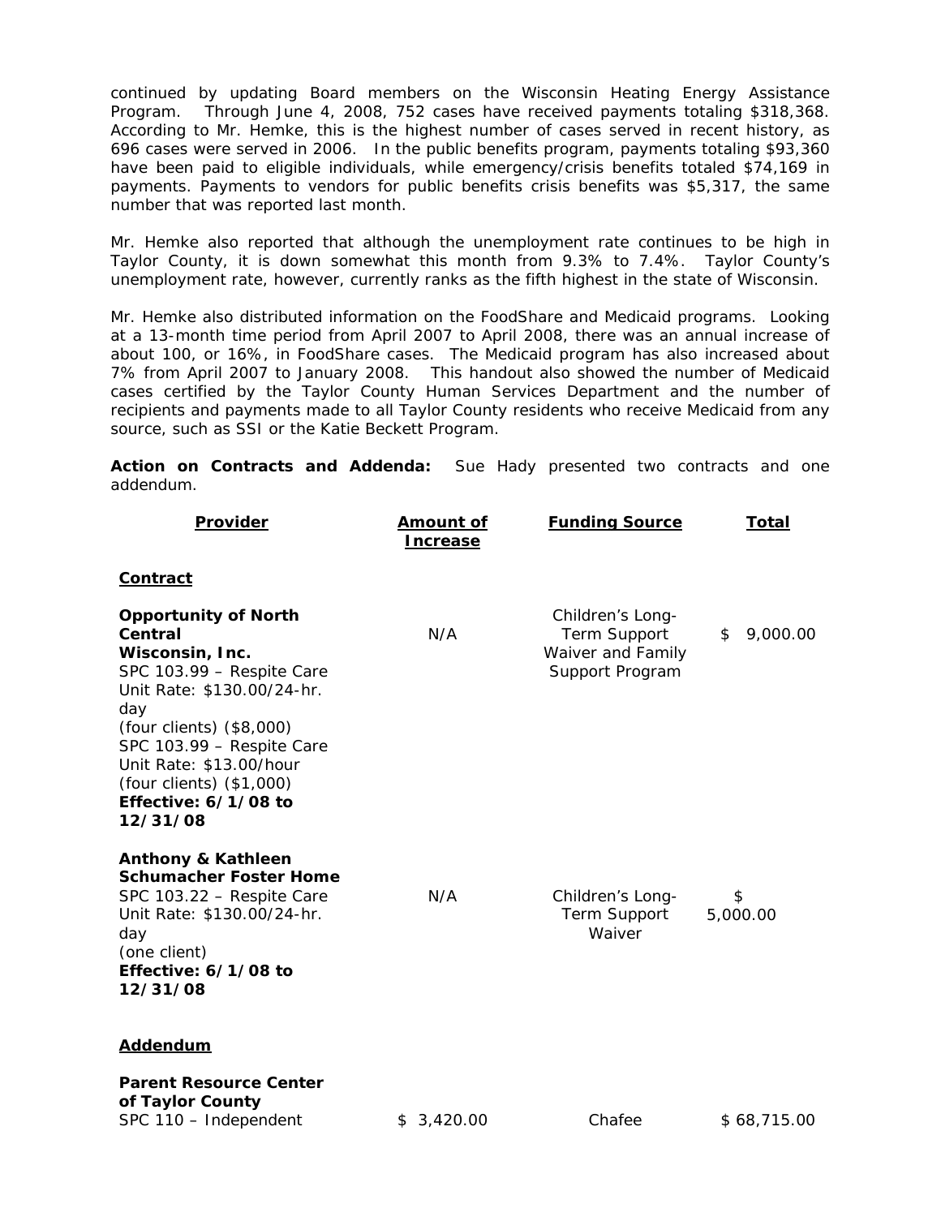continued by updating Board members on the Wisconsin Heating Energy Assistance Program. Through June 4, 2008, 752 cases have received payments totaling $318,368. According to Mr. Hemke, this is the highest number of cases served in recent history, as 696 cases were served in 2006. In the public benefits program, payments totaling $93,360 have been paid to eligible individuals, while emergency/crisis benefits totaled $74,169 in payments. Payments to vendors for public benefits crisis benefits was $5,317, the same number that was reported last month.

Mr. Hemke also reported that although the unemployment rate continues to be high in Taylor County, it is down somewhat this month from 9.3% to 7.4%. Taylor County's unemployment rate, however, currently ranks as the fifth highest in the state of Wisconsin.

Mr. Hemke also distributed information on the FoodShare and Medicaid programs. Looking at a 13-month time period from April 2007 to April 2008, there was an annual increase of about 100, or 16%, in FoodShare cases. The Medicaid program has also increased about 7% from April 2007 to January 2008. This handout also showed the number of Medicaid cases certified by the Taylor County Human Services Department and the number of recipients and payments made to all Taylor County residents who receive Medicaid from any source, such as SSI or the Katie Beckett Program.

**Action on Contracts and Addenda:** Sue Hady presented two contracts and one addendum.

| Provider | Amount of Increase | Funding Source | Total |
|---|---|---|---|
| **Contract** | | | |
| **Opportunity of North Central Wisconsin, Inc.** SPC 103.99 – Respite Care Unit Rate: $130.00/24-hr. day (four clients) ($8,000) SPC 103.99 – Respite Care Unit Rate: $13.00/hour (four clients) ($1,000) **Effective: 6/1/08 to 12/31/08** | N/A | Children's Long-Term Support Waiver and Family Support Program | $ 9,000.00 |
| **Anthony & Kathleen Schumacher Foster Home** SPC 103.22 – Respite Care Unit Rate: $130.00/24-hr. day (one client) **Effective: 6/1/08 to 12/31/08** | N/A | Children's Long-Term Support Waiver | $ 5,000.00 |
| **Addendum** | | | |
| **Parent Resource Center of Taylor County** SPC 110 – Independent | $ 3,420.00 | Chafee | $ 68,715.00 |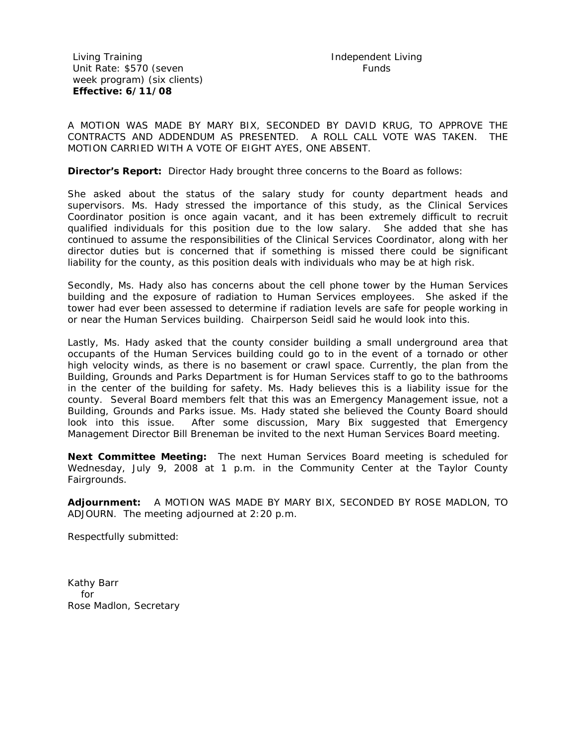| Living Training<br>Unit Rate: $570 (seven week program) (six clients)<br>**Effective: 6/11/08** | Independent Living Funds |
|---|---|

A MOTION WAS MADE BY MARY BIX, SECONDED BY DAVID KRUG, TO APPROVE THE CONTRACTS AND ADDENDUM AS PRESENTED. A ROLL CALL VOTE WAS TAKEN. THE MOTION CARRIED WITH A VOTE OF EIGHT AYES, ONE ABSENT.

**Director's Report:** Director Hady brought three concerns to the Board as follows:

She asked about the status of the salary study for county department heads and supervisors. Ms. Hady stressed the importance of this study, as the Clinical Services Coordinator position is once again vacant, and it has been extremely difficult to recruit qualified individuals for this position due to the low salary. She added that she has continued to assume the responsibilities of the Clinical Services Coordinator, along with her director duties but is concerned that if something is missed there could be significant liability for the county, as this position deals with individuals who may be at high risk.

Secondly, Ms. Hady also has concerns about the cell phone tower by the Human Services building and the exposure of radiation to Human Services employees. She asked if the tower had ever been assessed to determine if radiation levels are safe for people working in or near the Human Services building. Chairperson Seidl said he would look into this.

Lastly, Ms. Hady asked that the county consider building a small underground area that occupants of the Human Services building could go to in the event of a tornado or other high velocity winds, as there is no basement or crawl space. Currently, the plan from the Building, Grounds and Parks Department is for Human Services staff to go to the bathrooms in the center of the building for safety. Ms. Hady believes this is a liability issue for the county. Several Board members felt that this was an Emergency Management issue, not a Building, Grounds and Parks issue. Ms. Hady stated she believed the County Board should look into this issue. After some discussion, Mary Bix suggested that Emergency Management Director Bill Breneman be invited to the next Human Services Board meeting.

**Next Committee Meeting:** The next Human Services Board meeting is scheduled for Wednesday, July 9, 2008 at 1 p.m. in the Community Center at the Taylor County Fairgrounds.

**Adjournment:** A MOTION WAS MADE BY MARY BIX, SECONDED BY ROSE MADLON, TO ADJOURN. The meeting adjourned at 2:20 p.m.

Respectfully submitted:

Kathy Barr
for
Rose Madlon, Secretary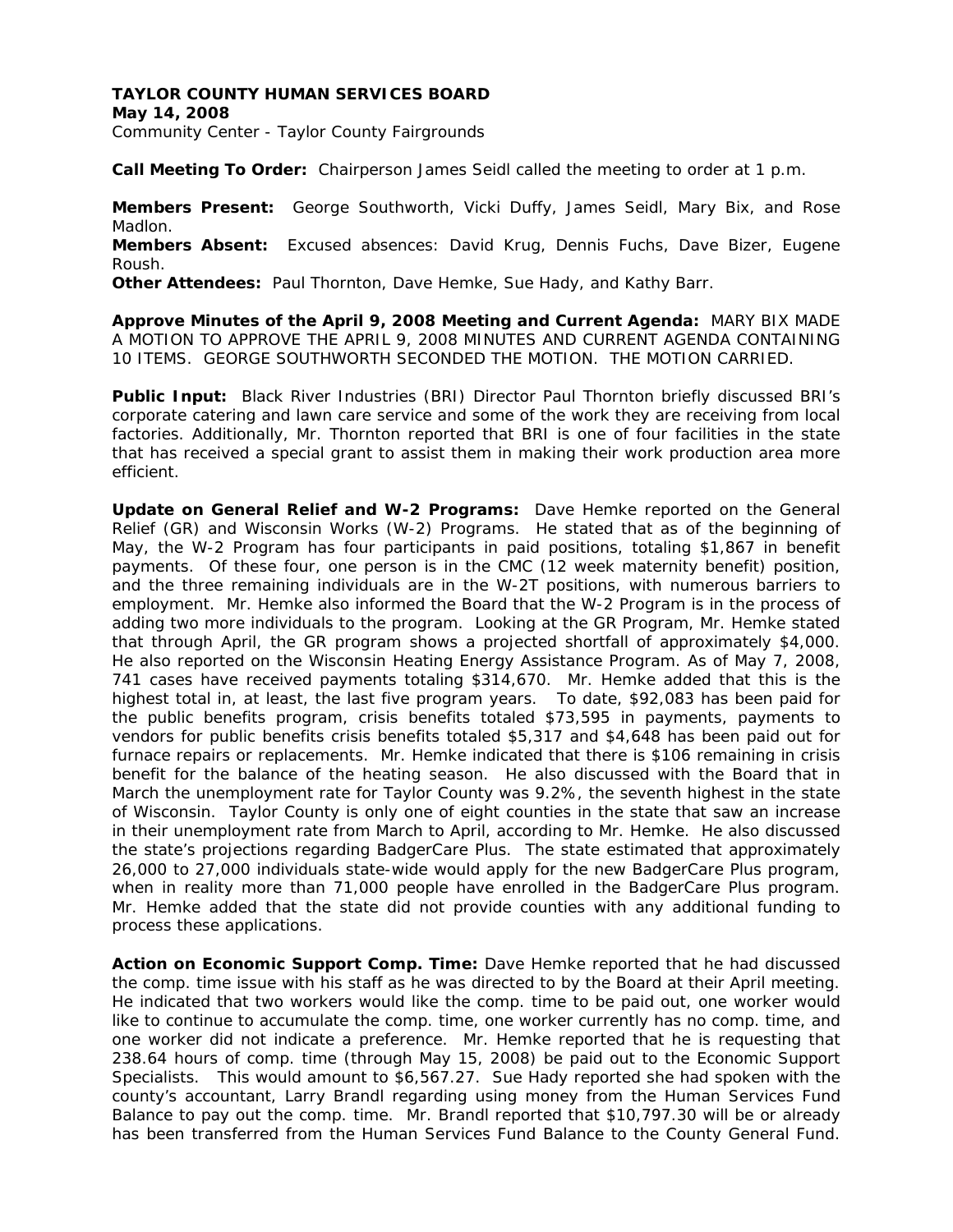**TAYLOR COUNTY HUMAN SERVICES BOARD**
**May 14, 2008**
Community Center - Taylor County Fairgrounds

**Call Meeting To Order:** Chairperson James Seidl called the meeting to order at 1 p.m.

**Members Present:** George Southworth, Vicki Duffy, James Seidl, Mary Bix, and Rose Madlon.
**Members Absent:** Excused absences: David Krug, Dennis Fuchs, Dave Bizer, Eugene Roush.
**Other Attendees:** Paul Thornton, Dave Hemke, Sue Hady, and Kathy Barr.

**Approve Minutes of the April 9, 2008 Meeting and Current Agenda:** MARY BIX MADE A MOTION TO APPROVE THE APRIL 9, 2008 MINUTES AND CURRENT AGENDA CONTAINING 10 ITEMS. GEORGE SOUTHWORTH SECONDED THE MOTION. THE MOTION CARRIED.

**Public Input:** Black River Industries (BRI) Director Paul Thornton briefly discussed BRI's corporate catering and lawn care service and some of the work they are receiving from local factories. Additionally, Mr. Thornton reported that BRI is one of four facilities in the state that has received a special grant to assist them in making their work production area more efficient.

**Update on General Relief and W-2 Programs:** Dave Hemke reported on the General Relief (GR) and Wisconsin Works (W-2) Programs. He stated that as of the beginning of May, the W-2 Program has four participants in paid positions, totaling $1,867 in benefit payments. Of these four, one person is in the CMC (12 week maternity benefit) position, and the three remaining individuals are in the W-2T positions, with numerous barriers to employment. Mr. Hemke also informed the Board that the W-2 Program is in the process of adding two more individuals to the program. Looking at the GR Program, Mr. Hemke stated that through April, the GR program shows a projected shortfall of approximately $4,000. He also reported on the Wisconsin Heating Energy Assistance Program. As of May 7, 2008, 741 cases have received payments totaling $314,670. Mr. Hemke added that this is the highest total in, at least, the last five program years. To date, $92,083 has been paid for the public benefits program, crisis benefits totaled $73,595 in payments, payments to vendors for public benefits crisis benefits totaled $5,317 and $4,648 has been paid out for furnace repairs or replacements. Mr. Hemke indicated that there is $106 remaining in crisis benefit for the balance of the heating season. He also discussed with the Board that in March the unemployment rate for Taylor County was 9.2%, the seventh highest in the state of Wisconsin. Taylor County is only one of eight counties in the state that saw an increase in their unemployment rate from March to April, according to Mr. Hemke. He also discussed the state's projections regarding BadgerCare Plus. The state estimated that approximately 26,000 to 27,000 individuals state-wide would apply for the new BadgerCare Plus program, when in reality more than 71,000 people have enrolled in the BadgerCare Plus program. Mr. Hemke added that the state did not provide counties with any additional funding to process these applications.

**Action on Economic Support Comp. Time:** Dave Hemke reported that he had discussed the comp. time issue with his staff as he was directed to by the Board at their April meeting. He indicated that two workers would like the comp. time to be paid out, one worker would like to continue to accumulate the comp. time, one worker currently has no comp. time, and one worker did not indicate a preference. Mr. Hemke reported that he is requesting that 238.64 hours of comp. time (through May 15, 2008) be paid out to the Economic Support Specialists. This would amount to $6,567.27. Sue Hady reported she had spoken with the county's accountant, Larry Brandl regarding using money from the Human Services Fund Balance to pay out the comp. time. Mr. Brandl reported that $10,797.30 will be or already has been transferred from the Human Services Fund Balance to the County General Fund.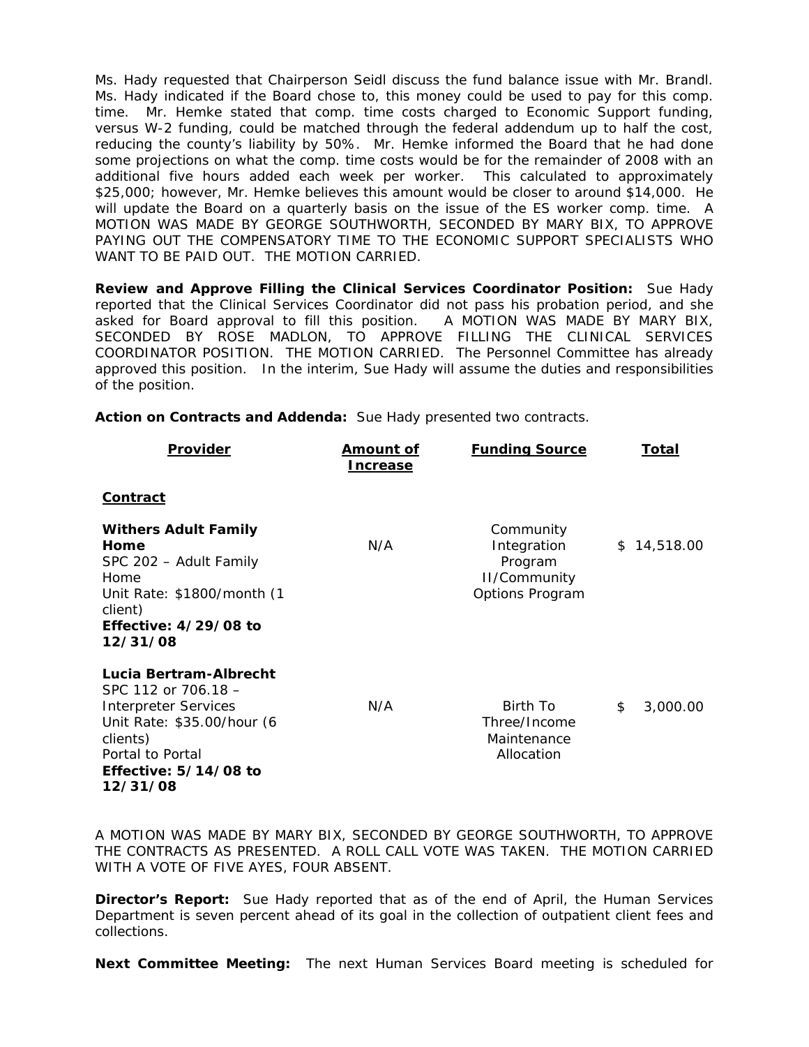Ms. Hady requested that Chairperson Seidl discuss the fund balance issue with Mr. Brandl. Ms. Hady indicated if the Board chose to, this money could be used to pay for this comp. time. Mr. Hemke stated that comp. time costs charged to Economic Support funding, versus W-2 funding, could be matched through the federal addendum up to half the cost, reducing the county's liability by 50%. Mr. Hemke informed the Board that he had done some projections on what the comp. time costs would be for the remainder of 2008 with an additional five hours added each week per worker. This calculated to approximately $25,000; however, Mr. Hemke believes this amount would be closer to around $14,000. He will update the Board on a quarterly basis on the issue of the ES worker comp. time. A MOTION WAS MADE BY GEORGE SOUTHWORTH, SECONDED BY MARY BIX, TO APPROVE PAYING OUT THE COMPENSATORY TIME TO THE ECONOMIC SUPPORT SPECIALISTS WHO WANT TO BE PAID OUT. THE MOTION CARRIED.

**Review and Approve Filling the Clinical Services Coordinator Position:** Sue Hady reported that the Clinical Services Coordinator did not pass his probation period, and she asked for Board approval to fill this position. A MOTION WAS MADE BY MARY BIX, SECONDED BY ROSE MADLON, TO APPROVE FILLING THE CLINICAL SERVICES COORDINATOR POSITION. THE MOTION CARRIED. The Personnel Committee has already approved this position. In the interim, Sue Hady will assume the duties and responsibilities of the position.

**Action on Contracts and Addenda:** Sue Hady presented two contracts.

| Provider | Amount of Increase | Funding Source | Total |
|---|---|---|---|
| **Contract** | | | |
| **Withers Adult Family Home**<br>SPC 202 – Adult Family Home<br>Unit Rate: $1800/month (1 client)<br>**Effective: 4/29/08 to 12/31/08** | N/A | Community Integration Program II/Community Options Program | $ 14,518.00 |
| **Lucia Bertram-Albrecht**<br>SPC 112 or 706.18 – Interpreter Services<br>Unit Rate: $35.00/hour (6 clients)<br>Portal to Portal<br>**Effective: 5/14/08 to 12/31/08** | N/A | Birth To Three/Income Maintenance Allocation | $ 3,000.00 |

A MOTION WAS MADE BY MARY BIX, SECONDED BY GEORGE SOUTHWORTH, TO APPROVE THE CONTRACTS AS PRESENTED. A ROLL CALL VOTE WAS TAKEN. THE MOTION CARRIED WITH A VOTE OF FIVE AYES, FOUR ABSENT.

**Director's Report:** Sue Hady reported that as of the end of April, the Human Services Department is seven percent ahead of its goal in the collection of outpatient client fees and collections.

**Next Committee Meeting:** The next Human Services Board meeting is scheduled for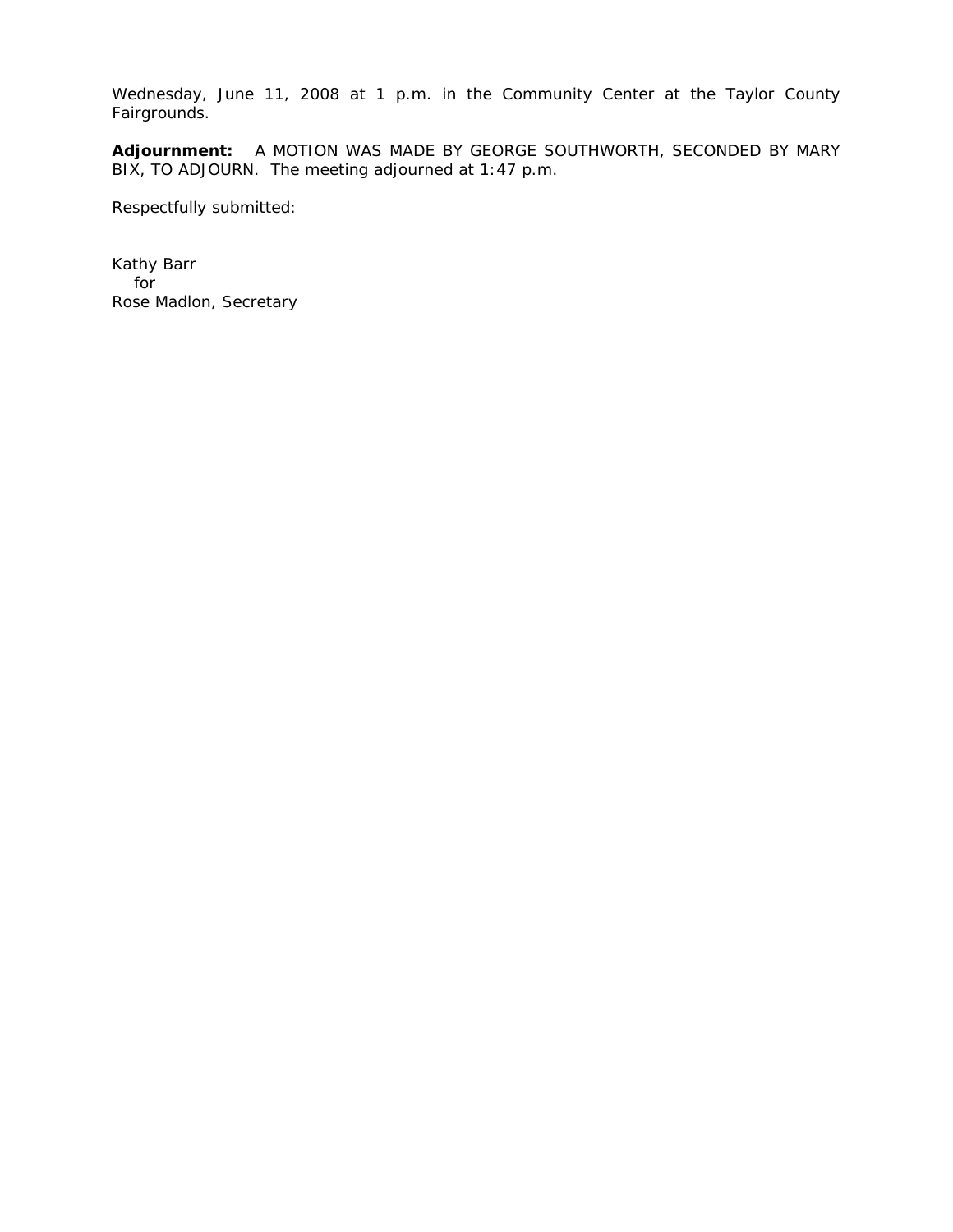Wednesday, June 11, 2008 at 1 p.m. in the Community Center at the Taylor County Fairgrounds.

**Adjournment:** A MOTION WAS MADE BY GEORGE SOUTHWORTH, SECONDED BY MARY BIX, TO ADJOURN. The meeting adjourned at 1:47 p.m.

Respectfully submitted:

Kathy Barr
for
Rose Madlon, Secretary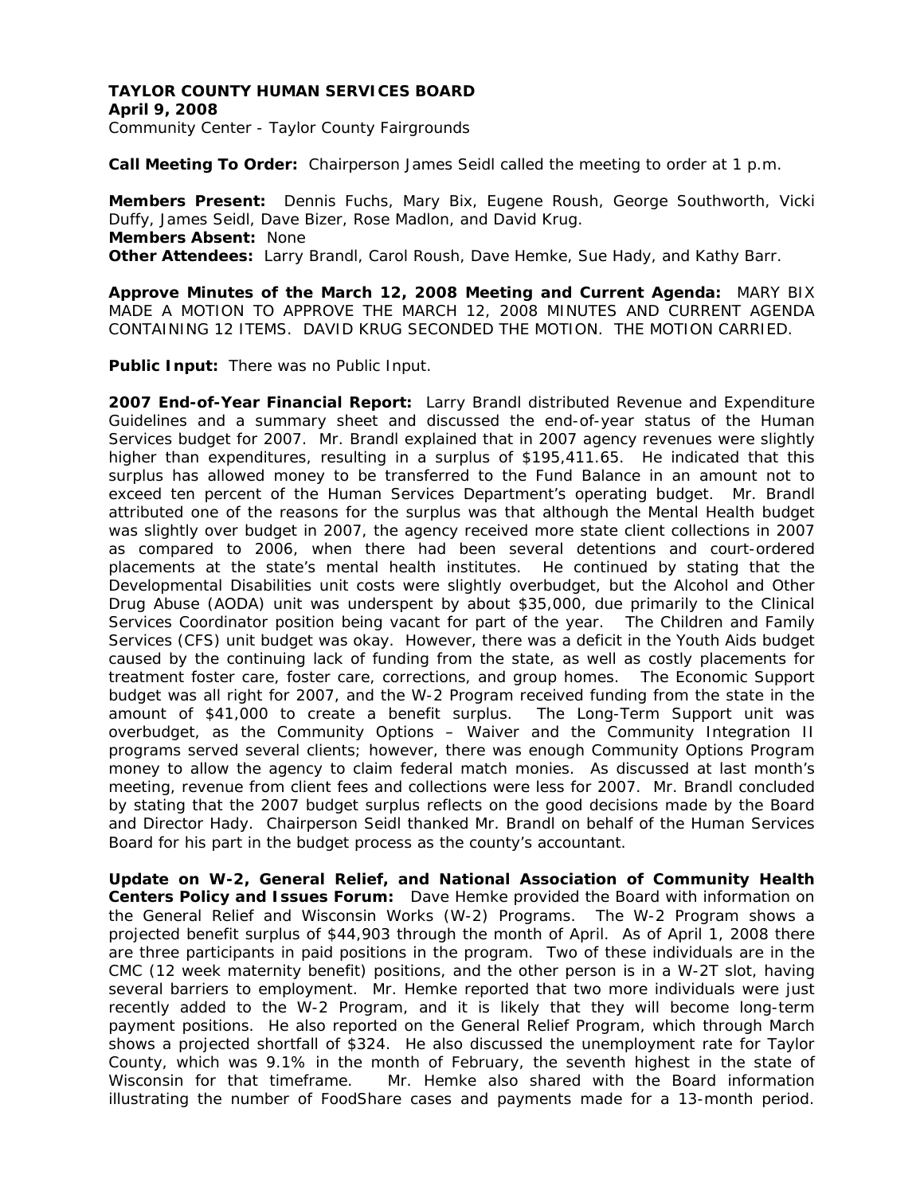**TAYLOR COUNTY HUMAN SERVICES BOARD**
**April 9, 2008**
Community Center - Taylor County Fairgrounds

**Call Meeting To Order:** Chairperson James Seidl called the meeting to order at 1 p.m.

**Members Present:** Dennis Fuchs, Mary Bix, Eugene Roush, George Southworth, Vicki Duffy, James Seidl, Dave Bizer, Rose Madlon, and David Krug.
**Members Absent:** None
**Other Attendees:** Larry Brandl, Carol Roush, Dave Hemke, Sue Hady, and Kathy Barr.

**Approve Minutes of the March 12, 2008 Meeting and Current Agenda:** MARY BIX MADE A MOTION TO APPROVE THE MARCH 12, 2008 MINUTES AND CURRENT AGENDA CONTAINING 12 ITEMS. DAVID KRUG SECONDED THE MOTION. THE MOTION CARRIED.

**Public Input:** There was no Public Input.

**2007 End-of-Year Financial Report:** Larry Brandl distributed Revenue and Expenditure Guidelines and a summary sheet and discussed the end-of-year status of the Human Services budget for 2007. Mr. Brandl explained that in 2007 agency revenues were slightly higher than expenditures, resulting in a surplus of $195,411.65. He indicated that this surplus has allowed money to be transferred to the Fund Balance in an amount not to exceed ten percent of the Human Services Department's operating budget. Mr. Brandl attributed one of the reasons for the surplus was that although the Mental Health budget was slightly over budget in 2007, the agency received more state client collections in 2007 as compared to 2006, when there had been several detentions and court-ordered placements at the state's mental health institutes. He continued by stating that the Developmental Disabilities unit costs were slightly overbudget, but the Alcohol and Other Drug Abuse (AODA) unit was underspent by about $35,000, due primarily to the Clinical Services Coordinator position being vacant for part of the year. The Children and Family Services (CFS) unit budget was okay. However, there was a deficit in the Youth Aids budget caused by the continuing lack of funding from the state, as well as costly placements for treatment foster care, foster care, corrections, and group homes. The Economic Support budget was all right for 2007, and the W-2 Program received funding from the state in the amount of $41,000 to create a benefit surplus. The Long-Term Support unit was overbudget, as the Community Options – Waiver and the Community Integration II programs served several clients; however, there was enough Community Options Program money to allow the agency to claim federal match monies. As discussed at last month's meeting, revenue from client fees and collections were less for 2007. Mr. Brandl concluded by stating that the 2007 budget surplus reflects on the good decisions made by the Board and Director Hady. Chairperson Seidl thanked Mr. Brandl on behalf of the Human Services Board for his part in the budget process as the county's accountant.

**Update on W-2, General Relief, and National Association of Community Health Centers Policy and Issues Forum:** Dave Hemke provided the Board with information on the General Relief and Wisconsin Works (W-2) Programs. The W-2 Program shows a projected benefit surplus of $44,903 through the month of April. As of April 1, 2008 there are three participants in paid positions in the program. Two of these individuals are in the CMC (12 week maternity benefit) positions, and the other person is in a W-2T slot, having several barriers to employment. Mr. Hemke reported that two more individuals were just recently added to the W-2 Program, and it is likely that they will become long-term payment positions. He also reported on the General Relief Program, which through March shows a projected shortfall of $324. He also discussed the unemployment rate for Taylor County, which was 9.1% in the month of February, the seventh highest in the state of Wisconsin for that timeframe. Mr. Hemke also shared with the Board information illustrating the number of FoodShare cases and payments made for a 13-month period.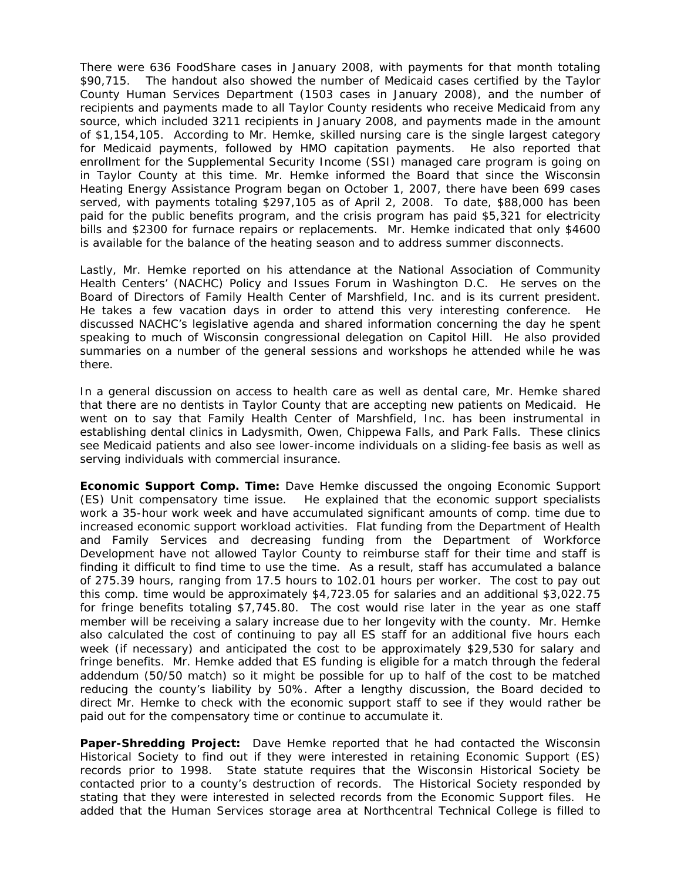There were 636 FoodShare cases in January 2008, with payments for that month totaling $90,715. The handout also showed the number of Medicaid cases certified by the Taylor County Human Services Department (1503 cases in January 2008), and the number of recipients and payments made to all Taylor County residents who receive Medicaid from any source, which included 3211 recipients in January 2008, and payments made in the amount of $1,154,105. According to Mr. Hemke, skilled nursing care is the single largest category for Medicaid payments, followed by HMO capitation payments. He also reported that enrollment for the Supplemental Security Income (SSI) managed care program is going on in Taylor County at this time. Mr. Hemke informed the Board that since the Wisconsin Heating Energy Assistance Program began on October 1, 2007, there have been 699 cases served, with payments totaling $297,105 as of April 2, 2008. To date, $88,000 has been paid for the public benefits program, and the crisis program has paid $5,321 for electricity bills and $2300 for furnace repairs or replacements. Mr. Hemke indicated that only $4600 is available for the balance of the heating season and to address summer disconnects.

Lastly, Mr. Hemke reported on his attendance at the National Association of Community Health Centers' (NACHC) Policy and Issues Forum in Washington D.C. He serves on the Board of Directors of Family Health Center of Marshfield, Inc. and is its current president. He takes a few vacation days in order to attend this very interesting conference. He discussed NACHC's legislative agenda and shared information concerning the day he spent speaking to much of Wisconsin congressional delegation on Capitol Hill. He also provided summaries on a number of the general sessions and workshops he attended while he was there.

In a general discussion on access to health care as well as dental care, Mr. Hemke shared that there are no dentists in Taylor County that are accepting new patients on Medicaid. He went on to say that Family Health Center of Marshfield, Inc. has been instrumental in establishing dental clinics in Ladysmith, Owen, Chippewa Falls, and Park Falls. These clinics see Medicaid patients and also see lower-income individuals on a sliding-fee basis as well as serving individuals with commercial insurance.

**Economic Support Comp. Time:** Dave Hemke discussed the ongoing Economic Support (ES) Unit compensatory time issue. He explained that the economic support specialists work a 35-hour work week and have accumulated significant amounts of comp. time due to increased economic support workload activities. Flat funding from the Department of Health and Family Services and decreasing funding from the Department of Workforce Development have not allowed Taylor County to reimburse staff for their time and staff is finding it difficult to find time to use the time. As a result, staff has accumulated a balance of 275.39 hours, ranging from 17.5 hours to 102.01 hours per worker. The cost to pay out this comp. time would be approximately $4,723.05 for salaries and an additional $3,022.75 for fringe benefits totaling $7,745.80. The cost would rise later in the year as one staff member will be receiving a salary increase due to her longevity with the county. Mr. Hemke also calculated the cost of continuing to pay all ES staff for an additional five hours each week (if necessary) and anticipated the cost to be approximately $29,530 for salary and fringe benefits. Mr. Hemke added that ES funding is eligible for a match through the federal addendum (50/50 match) so it might be possible for up to half of the cost to be matched reducing the county's liability by 50%. After a lengthy discussion, the Board decided to direct Mr. Hemke to check with the economic support staff to see if they would rather be paid out for the compensatory time or continue to accumulate it.

**Paper-Shredding Project:** Dave Hemke reported that he had contacted the Wisconsin Historical Society to find out if they were interested in retaining Economic Support (ES) records prior to 1998. State statute requires that the Wisconsin Historical Society be contacted prior to a county's destruction of records. The Historical Society responded by stating that they were interested in selected records from the Economic Support files. He added that the Human Services storage area at Northcentral Technical College is filled to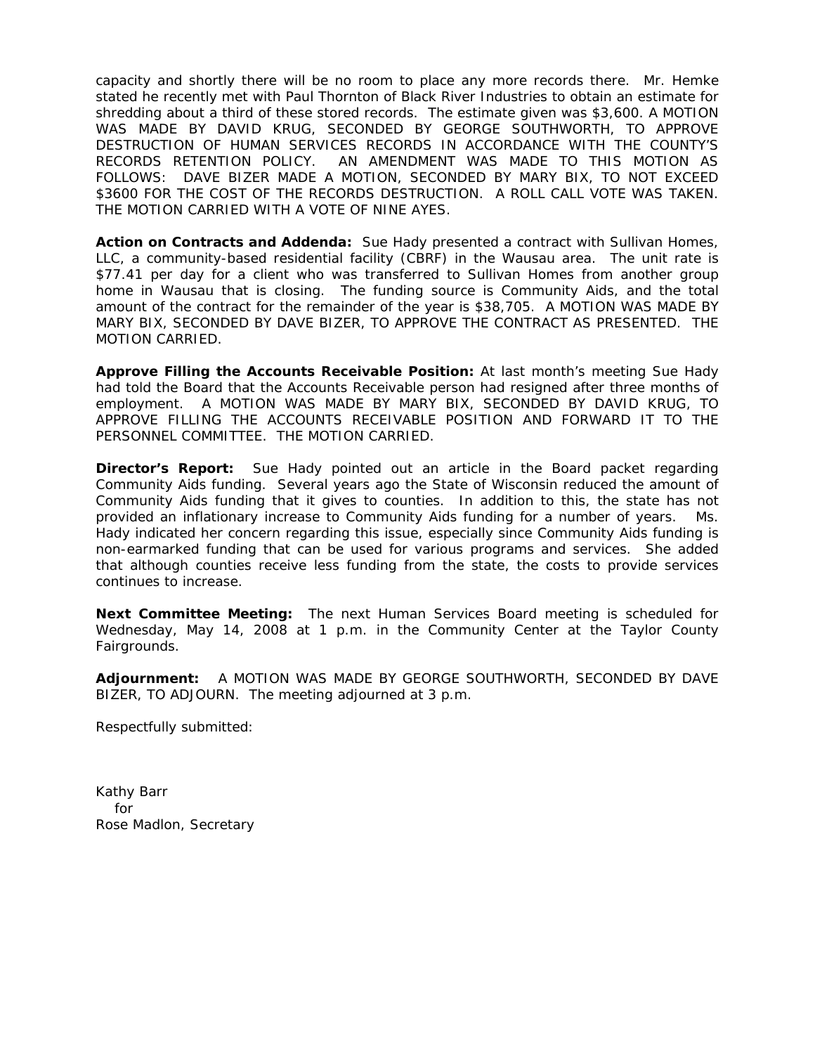capacity and shortly there will be no room to place any more records there. Mr. Hemke stated he recently met with Paul Thornton of Black River Industries to obtain an estimate for shredding about a third of these stored records. The estimate given was $3,600. A MOTION WAS MADE BY DAVID KRUG, SECONDED BY GEORGE SOUTHWORTH, TO APPROVE DESTRUCTION OF HUMAN SERVICES RECORDS IN ACCORDANCE WITH THE COUNTY'S RECORDS RETENTION POLICY. AN AMENDMENT WAS MADE TO THIS MOTION AS FOLLOWS: DAVE BIZER MADE A MOTION, SECONDED BY MARY BIX, TO NOT EXCEED $3600 FOR THE COST OF THE RECORDS DESTRUCTION. A ROLL CALL VOTE WAS TAKEN. THE MOTION CARRIED WITH A VOTE OF NINE AYES.

**Action on Contracts and Addenda:** Sue Hady presented a contract with Sullivan Homes, LLC, a community-based residential facility (CBRF) in the Wausau area. The unit rate is $77.41 per day for a client who was transferred to Sullivan Homes from another group home in Wausau that is closing. The funding source is Community Aids, and the total amount of the contract for the remainder of the year is $38,705. A MOTION WAS MADE BY MARY BIX, SECONDED BY DAVE BIZER, TO APPROVE THE CONTRACT AS PRESENTED. THE MOTION CARRIED.

**Approve Filling the Accounts Receivable Position:** At last month's meeting Sue Hady had told the Board that the Accounts Receivable person had resigned after three months of employment. A MOTION WAS MADE BY MARY BIX, SECONDED BY DAVID KRUG, TO APPROVE FILLING THE ACCOUNTS RECEIVABLE POSITION AND FORWARD IT TO THE PERSONNEL COMMITTEE. THE MOTION CARRIED.

**Director's Report:** Sue Hady pointed out an article in the Board packet regarding Community Aids funding. Several years ago the State of Wisconsin reduced the amount of Community Aids funding that it gives to counties. In addition to this, the state has not provided an inflationary increase to Community Aids funding for a number of years. Ms. Hady indicated her concern regarding this issue, especially since Community Aids funding is non-earmarked funding that can be used for various programs and services. She added that although counties receive less funding from the state, the costs to provide services continues to increase.

**Next Committee Meeting:** The next Human Services Board meeting is scheduled for Wednesday, May 14, 2008 at 1 p.m. in the Community Center at the Taylor County Fairgrounds.

**Adjournment:** A MOTION WAS MADE BY GEORGE SOUTHWORTH, SECONDED BY DAVE BIZER, TO ADJOURN. The meeting adjourned at 3 p.m.

Respectfully submitted:

Kathy Barr
for
Rose Madlon, Secretary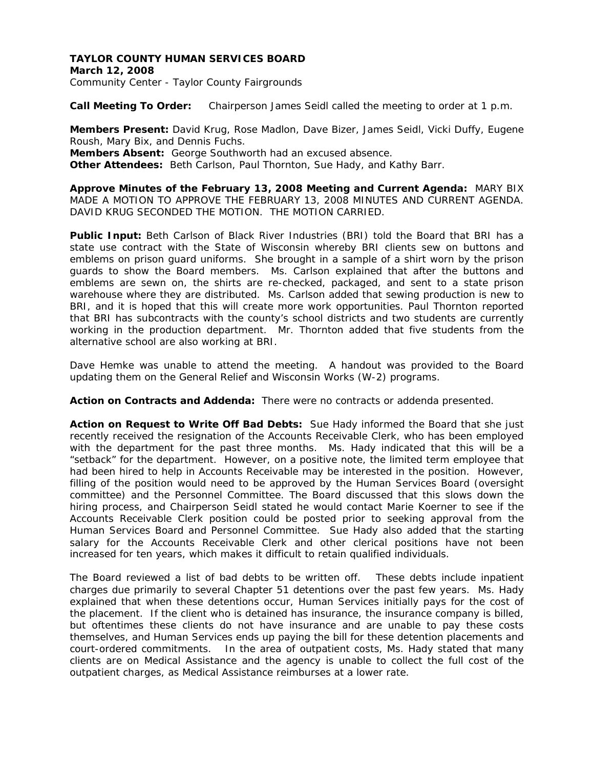**TAYLOR COUNTY HUMAN SERVICES BOARD**
**March 12, 2008**
Community Center - Taylor County Fairgrounds

**Call Meeting To Order:** Chairperson James Seidl called the meeting to order at 1 p.m.

**Members Present:** David Krug, Rose Madlon, Dave Bizer, James Seidl, Vicki Duffy, Eugene Roush, Mary Bix, and Dennis Fuchs.
**Members Absent:** George Southworth had an excused absence.
**Other Attendees:** Beth Carlson, Paul Thornton, Sue Hady, and Kathy Barr.

**Approve Minutes of the February 13, 2008 Meeting and Current Agenda:** MARY BIX MADE A MOTION TO APPROVE THE FEBRUARY 13, 2008 MINUTES AND CURRENT AGENDA. DAVID KRUG SECONDED THE MOTION. THE MOTION CARRIED.

**Public Input:** Beth Carlson of Black River Industries (BRI) told the Board that BRI has a state use contract with the State of Wisconsin whereby BRI clients sew on buttons and emblems on prison guard uniforms. She brought in a sample of a shirt worn by the prison guards to show the Board members. Ms. Carlson explained that after the buttons and emblems are sewn on, the shirts are re-checked, packaged, and sent to a state prison warehouse where they are distributed. Ms. Carlson added that sewing production is new to BRI, and it is hoped that this will create more work opportunities. Paul Thornton reported that BRI has subcontracts with the county's school districts and two students are currently working in the production department. Mr. Thornton added that five students from the alternative school are also working at BRI.

Dave Hemke was unable to attend the meeting. A handout was provided to the Board updating them on the General Relief and Wisconsin Works (W-2) programs.

**Action on Contracts and Addenda:** There were no contracts or addenda presented.

**Action on Request to Write Off Bad Debts:** Sue Hady informed the Board that she just recently received the resignation of the Accounts Receivable Clerk, who has been employed with the department for the past three months. Ms. Hady indicated that this will be a "setback" for the department. However, on a positive note, the limited term employee that had been hired to help in Accounts Receivable may be interested in the position. However, filling of the position would need to be approved by the Human Services Board (oversight committee) and the Personnel Committee. The Board discussed that this slows down the hiring process, and Chairperson Seidl stated he would contact Marie Koerner to see if the Accounts Receivable Clerk position could be posted prior to seeking approval from the Human Services Board and Personnel Committee. Sue Hady also added that the starting salary for the Accounts Receivable Clerk and other clerical positions have not been increased for ten years, which makes it difficult to retain qualified individuals.

The Board reviewed a list of bad debts to be written off. These debts include inpatient charges due primarily to several Chapter 51 detentions over the past few years. Ms. Hady explained that when these detentions occur, Human Services initially pays for the cost of the placement. If the client who is detained has insurance, the insurance company is billed, but oftentimes these clients do not have insurance and are unable to pay these costs themselves, and Human Services ends up paying the bill for these detention placements and court-ordered commitments. In the area of outpatient costs, Ms. Hady stated that many clients are on Medical Assistance and the agency is unable to collect the full cost of the outpatient charges, as Medical Assistance reimburses at a lower rate.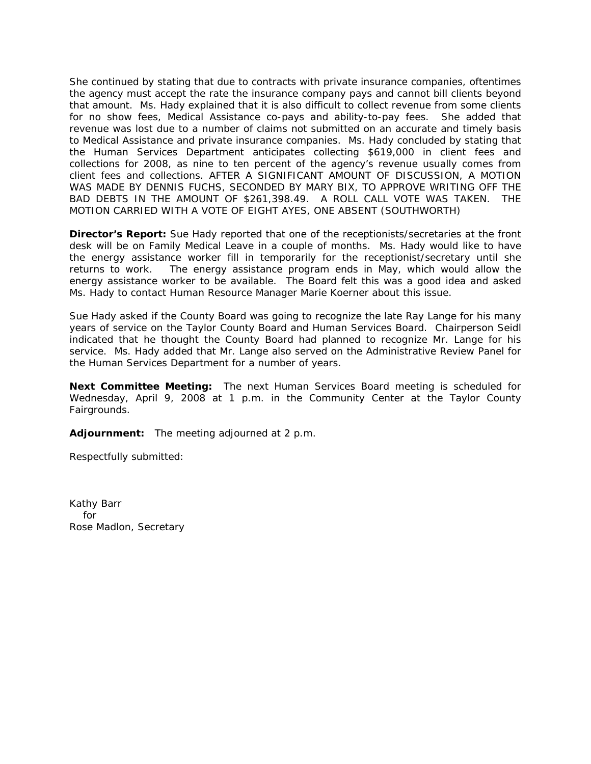She continued by stating that due to contracts with private insurance companies, oftentimes the agency must accept the rate the insurance company pays and cannot bill clients beyond that amount. Ms. Hady explained that it is also difficult to collect revenue from some clients for no show fees, Medical Assistance co-pays and ability-to-pay fees. She added that revenue was lost due to a number of claims not submitted on an accurate and timely basis to Medical Assistance and private insurance companies. Ms. Hady concluded by stating that the Human Services Department anticipates collecting $619,000 in client fees and collections for 2008, as nine to ten percent of the agency's revenue usually comes from client fees and collections. AFTER A SIGNIFICANT AMOUNT OF DISCUSSION, A MOTION WAS MADE BY DENNIS FUCHS, SECONDED BY MARY BIX, TO APPROVE WRITING OFF THE BAD DEBTS IN THE AMOUNT OF $261,398.49. A ROLL CALL VOTE WAS TAKEN. THE MOTION CARRIED WITH A VOTE OF EIGHT AYES, ONE ABSENT (SOUTHWORTH)

**Director's Report:** Sue Hady reported that one of the receptionists/secretaries at the front desk will be on Family Medical Leave in a couple of months. Ms. Hady would like to have the energy assistance worker fill in temporarily for the receptionist/secretary until she returns to work. The energy assistance program ends in May, which would allow the energy assistance worker to be available. The Board felt this was a good idea and asked Ms. Hady to contact Human Resource Manager Marie Koerner about this issue.

Sue Hady asked if the County Board was going to recognize the late Ray Lange for his many years of service on the Taylor County Board and Human Services Board. Chairperson Seidl indicated that he thought the County Board had planned to recognize Mr. Lange for his service. Ms. Hady added that Mr. Lange also served on the Administrative Review Panel for the Human Services Department for a number of years.

**Next Committee Meeting:** The next Human Services Board meeting is scheduled for Wednesday, April 9, 2008 at 1 p.m. in the Community Center at the Taylor County Fairgrounds.

**Adjournment:** The meeting adjourned at 2 p.m.

Respectfully submitted:

Kathy Barr
for
Rose Madlon, Secretary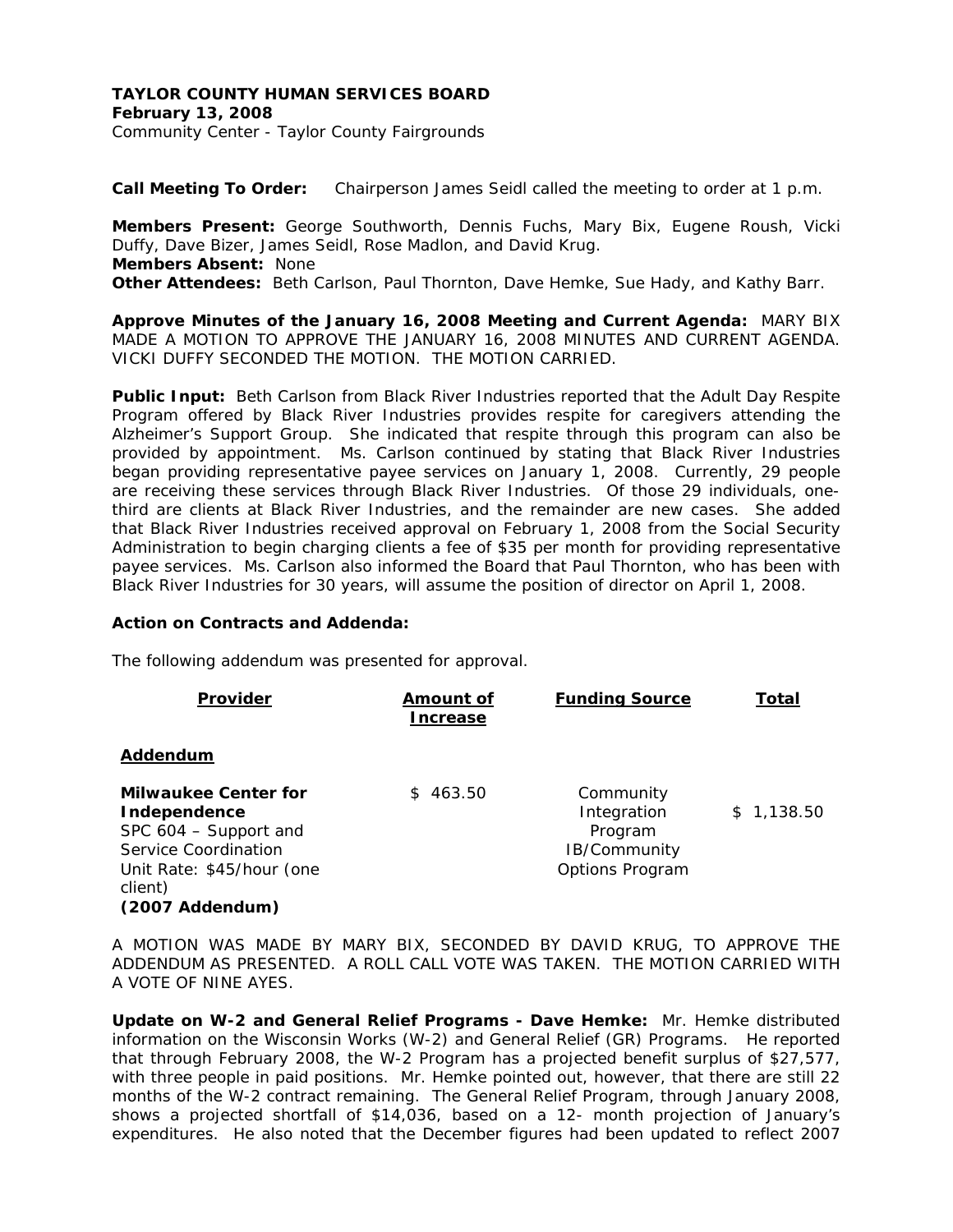**TAYLOR COUNTY HUMAN SERVICES BOARD**
**February 13, 2008**
Community Center - Taylor County Fairgrounds

**Call Meeting To Order:** Chairperson James Seidl called the meeting to order at 1 p.m.

**Members Present:** George Southworth, Dennis Fuchs, Mary Bix, Eugene Roush, Vicki Duffy, Dave Bizer, James Seidl, Rose Madlon, and David Krug.
**Members Absent:** None
**Other Attendees:** Beth Carlson, Paul Thornton, Dave Hemke, Sue Hady, and Kathy Barr.

**Approve Minutes of the January 16, 2008 Meeting and Current Agenda:** MARY BIX MADE A MOTION TO APPROVE THE JANUARY 16, 2008 MINUTES AND CURRENT AGENDA. VICKI DUFFY SECONDED THE MOTION. THE MOTION CARRIED.

**Public Input:** Beth Carlson from Black River Industries reported that the Adult Day Respite Program offered by Black River Industries provides respite for caregivers attending the Alzheimer's Support Group. She indicated that respite through this program can also be provided by appointment. Ms. Carlson continued by stating that Black River Industries began providing representative payee services on January 1, 2008. Currently, 29 people are receiving these services through Black River Industries. Of those 29 individuals, one-third are clients at Black River Industries, and the remainder are new cases. She added that Black River Industries received approval on February 1, 2008 from the Social Security Administration to begin charging clients a fee of $35 per month for providing representative payee services. Ms. Carlson also informed the Board that Paul Thornton, who has been with Black River Industries for 30 years, will assume the position of director on April 1, 2008.

**Action on Contracts and Addenda:**

The following addendum was presented for approval.

| Provider | Amount of Increase | Funding Source | Total |
|---|---|---|---|
| **Addendum** | | | |
| **Milwaukee Center for Independence** SPC 604 – Support and Service Coordination Unit Rate: $45/hour (one client) **(2007 Addendum)** | $ 463.50 | Community Integration Program IB/Community Options Program | $ 1,138.50 |

A MOTION WAS MADE BY MARY BIX, SECONDED BY DAVID KRUG, TO APPROVE THE ADDENDUM AS PRESENTED. A ROLL CALL VOTE WAS TAKEN. THE MOTION CARRIED WITH A VOTE OF NINE AYES.

**Update on W-2 and General Relief Programs - Dave Hemke:** Mr. Hemke distributed information on the Wisconsin Works (W-2) and General Relief (GR) Programs. He reported that through February 2008, the W-2 Program has a projected benefit surplus of $27,577, with three people in paid positions. Mr. Hemke pointed out, however, that there are still 22 months of the W-2 contract remaining. The General Relief Program, through January 2008, shows a projected shortfall of $14,036, based on a 12- month projection of January's expenditures. He also noted that the December figures had been updated to reflect 2007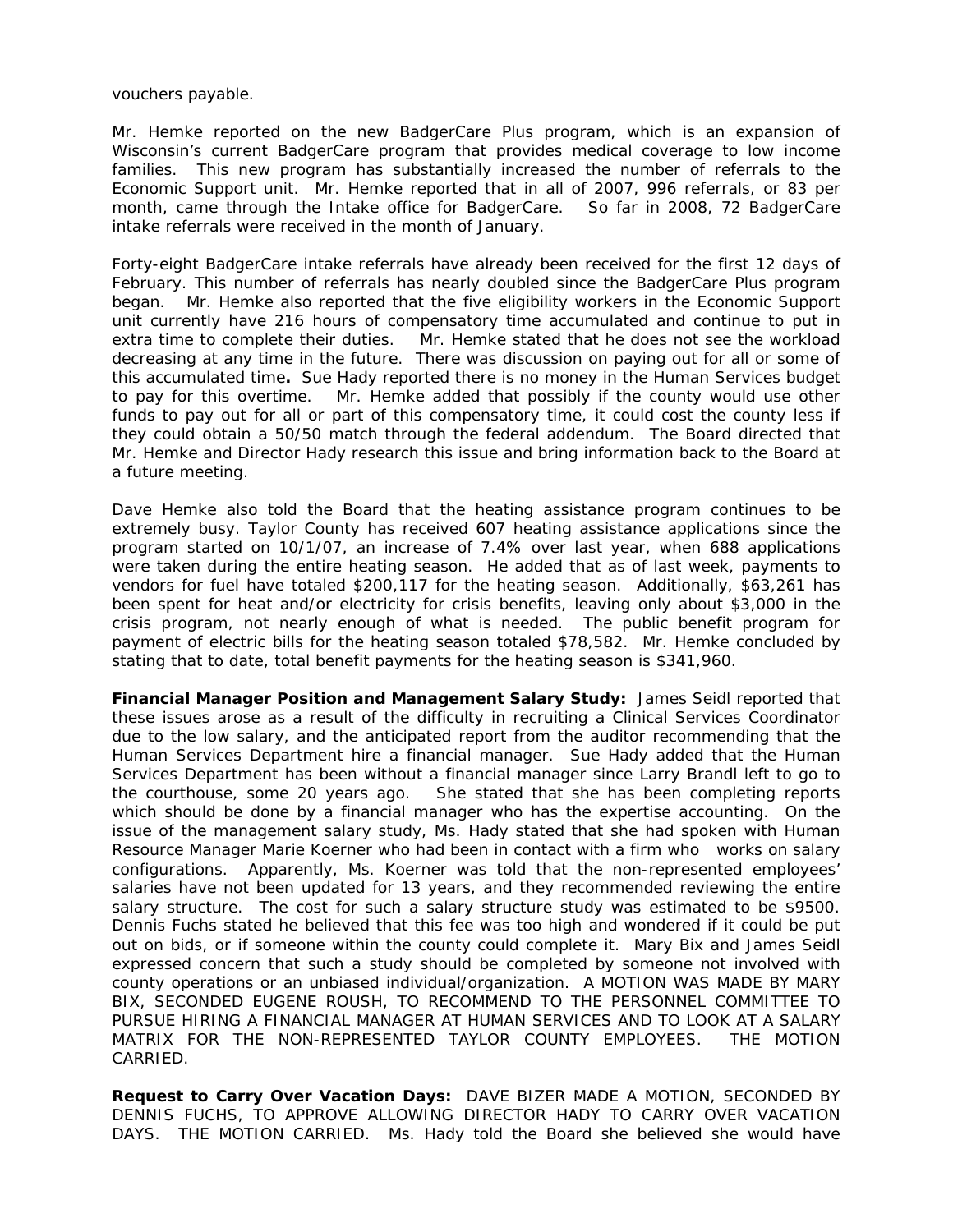vouchers payable.

Mr. Hemke reported on the new BadgerCare Plus program, which is an expansion of Wisconsin's current BadgerCare program that provides medical coverage to low income families. This new program has substantially increased the number of referrals to the Economic Support unit. Mr. Hemke reported that in all of 2007, 996 referrals, or 83 per month, came through the Intake office for BadgerCare. So far in 2008, 72 BadgerCare intake referrals were received in the month of January.

Forty-eight BadgerCare intake referrals have already been received for the first 12 days of February. This number of referrals has nearly doubled since the BadgerCare Plus program began. Mr. Hemke also reported that the five eligibility workers in the Economic Support unit currently have 216 hours of compensatory time accumulated and continue to put in extra time to complete their duties. Mr. Hemke stated that he does not see the workload decreasing at any time in the future. There was discussion on paying out for all or some of this accumulated time**.** Sue Hady reported there is no money in the Human Services budget to pay for this overtime. Mr. Hemke added that possibly if the county would use other funds to pay out for all or part of this compensatory time, it could cost the county less if they could obtain a 50/50 match through the federal addendum. The Board directed that Mr. Hemke and Director Hady research this issue and bring information back to the Board at a future meeting.

Dave Hemke also told the Board that the heating assistance program continues to be extremely busy. Taylor County has received 607 heating assistance applications since the program started on 10/1/07, an increase of 7.4% over last year, when 688 applications were taken during the entire heating season. He added that as of last week, payments to vendors for fuel have totaled $200,117 for the heating season. Additionally, $63,261 has been spent for heat and/or electricity for crisis benefits, leaving only about $3,000 in the crisis program, not nearly enough of what is needed. The public benefit program for payment of electric bills for the heating season totaled $78,582. Mr. Hemke concluded by stating that to date, total benefit payments for the heating season is $341,960.

**Financial Manager Position and Management Salary Study:** James Seidl reported that these issues arose as a result of the difficulty in recruiting a Clinical Services Coordinator due to the low salary, and the anticipated report from the auditor recommending that the Human Services Department hire a financial manager. Sue Hady added that the Human Services Department has been without a financial manager since Larry Brandl left to go to the courthouse, some 20 years ago. She stated that she has been completing reports which should be done by a financial manager who has the expertise accounting. On the issue of the management salary study, Ms. Hady stated that she had spoken with Human Resource Manager Marie Koerner who had been in contact with a firm who works on salary configurations. Apparently, Ms. Koerner was told that the non-represented employees' salaries have not been updated for 13 years, and they recommended reviewing the entire salary structure. The cost for such a salary structure study was estimated to be $9500. Dennis Fuchs stated he believed that this fee was too high and wondered if it could be put out on bids, or if someone within the county could complete it. Mary Bix and James Seidl expressed concern that such a study should be completed by someone not involved with county operations or an unbiased individual/organization. A MOTION WAS MADE BY MARY BIX, SECONDED EUGENE ROUSH, TO RECOMMEND TO THE PERSONNEL COMMITTEE TO PURSUE HIRING A FINANCIAL MANAGER AT HUMAN SERVICES AND TO LOOK AT A SALARY MATRIX FOR THE NON-REPRESENTED TAYLOR COUNTY EMPLOYEES. THE MOTION CARRIED.

**Request to Carry Over Vacation Days:** DAVE BIZER MADE A MOTION, SECONDED BY DENNIS FUCHS, TO APPROVE ALLOWING DIRECTOR HADY TO CARRY OVER VACATION DAYS. THE MOTION CARRIED. Ms. Hady told the Board she believed she would have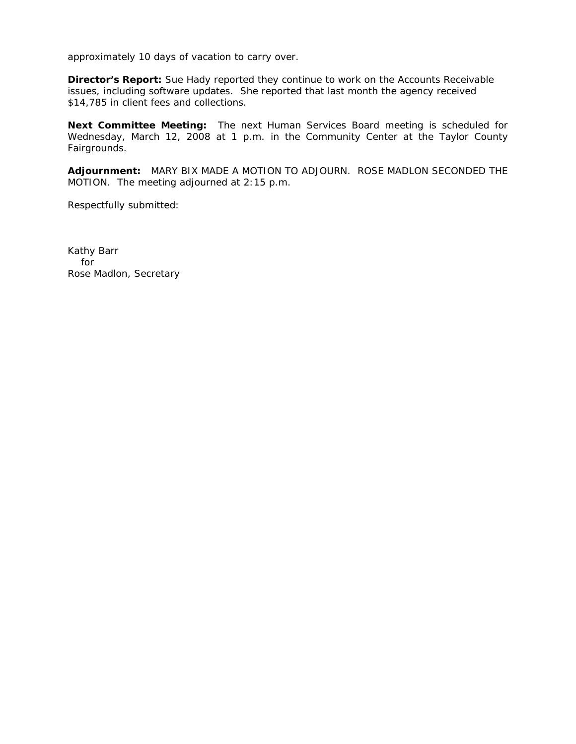approximately 10 days of vacation to carry over.

**Director's Report:** Sue Hady reported they continue to work on the Accounts Receivable issues, including software updates. She reported that last month the agency received $14,785 in client fees and collections.

**Next Committee Meeting:** The next Human Services Board meeting is scheduled for Wednesday, March 12, 2008 at 1 p.m. in the Community Center at the Taylor County Fairgrounds.

**Adjournment:** MARY BIX MADE A MOTION TO ADJOURN. ROSE MADLON SECONDED THE MOTION. The meeting adjourned at 2:15 p.m.

Respectfully submitted:

Kathy Barr
for
Rose Madlon, Secretary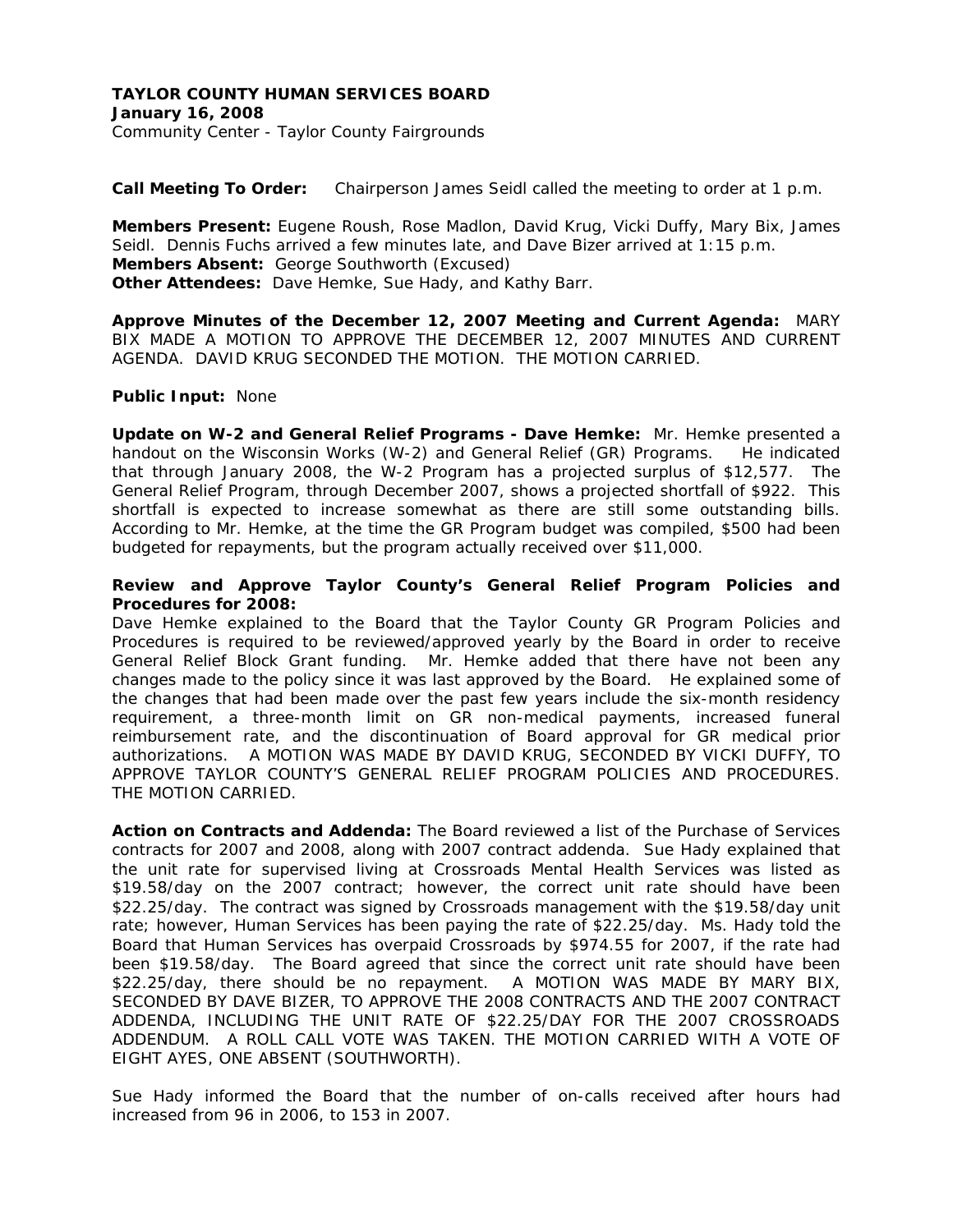**TAYLOR COUNTY HUMAN SERVICES BOARD**
**January 16, 2008**
Community Center - Taylor County Fairgrounds

**Call Meeting To Order:** Chairperson James Seidl called the meeting to order at 1 p.m.

**Members Present:** Eugene Roush, Rose Madlon, David Krug, Vicki Duffy, Mary Bix, James Seidl. Dennis Fuchs arrived a few minutes late, and Dave Bizer arrived at 1:15 p.m.
**Members Absent:** George Southworth (Excused)
**Other Attendees:** Dave Hemke, Sue Hady, and Kathy Barr.

**Approve Minutes of the December 12, 2007 Meeting and Current Agenda:** MARY BIX MADE A MOTION TO APPROVE THE DECEMBER 12, 2007 MINUTES AND CURRENT AGENDA. DAVID KRUG SECONDED THE MOTION. THE MOTION CARRIED.

**Public Input:** None

**Update on W-2 and General Relief Programs - Dave Hemke:** Mr. Hemke presented a handout on the Wisconsin Works (W-2) and General Relief (GR) Programs. He indicated that through January 2008, the W-2 Program has a projected surplus of $12,577. The General Relief Program, through December 2007, shows a projected shortfall of $922. This shortfall is expected to increase somewhat as there are still some outstanding bills. According to Mr. Hemke, at the time the GR Program budget was compiled, $500 had been budgeted for repayments, but the program actually received over $11,000.

**Review and Approve Taylor County's General Relief Program Policies and Procedures for 2008:**
Dave Hemke explained to the Board that the Taylor County GR Program Policies and Procedures is required to be reviewed/approved yearly by the Board in order to receive General Relief Block Grant funding. Mr. Hemke added that there have not been any changes made to the policy since it was last approved by the Board. He explained some of the changes that had been made over the past few years include the six-month residency requirement, a three-month limit on GR non-medical payments, increased funeral reimbursement rate, and the discontinuation of Board approval for GR medical prior authorizations. A MOTION WAS MADE BY DAVID KRUG, SECONDED BY VICKI DUFFY, TO APPROVE TAYLOR COUNTY'S GENERAL RELIEF PROGRAM POLICIES AND PROCEDURES. THE MOTION CARRIED.

**Action on Contracts and Addenda:** The Board reviewed a list of the Purchase of Services contracts for 2007 and 2008, along with 2007 contract addenda. Sue Hady explained that the unit rate for supervised living at Crossroads Mental Health Services was listed as $19.58/day on the 2007 contract; however, the correct unit rate should have been $22.25/day. The contract was signed by Crossroads management with the $19.58/day unit rate; however, Human Services has been paying the rate of $22.25/day. Ms. Hady told the Board that Human Services has overpaid Crossroads by $974.55 for 2007, if the rate had been $19.58/day. The Board agreed that since the correct unit rate should have been $22.25/day, there should be no repayment. A MOTION WAS MADE BY MARY BIX, SECONDED BY DAVE BIZER, TO APPROVE THE 2008 CONTRACTS AND THE 2007 CONTRACT ADDENDA, INCLUDING THE UNIT RATE OF $22.25/DAY FOR THE 2007 CROSSROADS ADDENDUM. A ROLL CALL VOTE WAS TAKEN. THE MOTION CARRIED WITH A VOTE OF EIGHT AYES, ONE ABSENT (SOUTHWORTH).

Sue Hady informed the Board that the number of on-calls received after hours had increased from 96 in 2006, to 153 in 2007.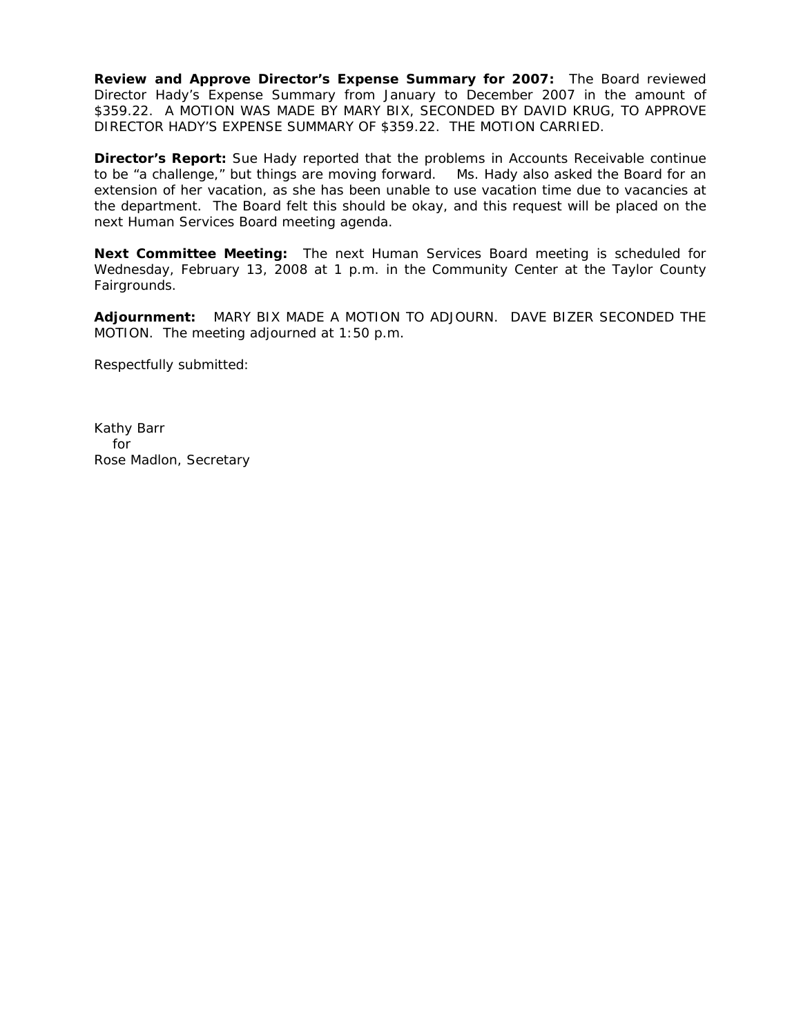**Review and Approve Director's Expense Summary for 2007:** The Board reviewed Director Hady's Expense Summary from January to December 2007 in the amount of $359.22. A MOTION WAS MADE BY MARY BIX, SECONDED BY DAVID KRUG, TO APPROVE DIRECTOR HADY'S EXPENSE SUMMARY OF $359.22. THE MOTION CARRIED.

**Director's Report:** Sue Hady reported that the problems in Accounts Receivable continue to be "a challenge," but things are moving forward. Ms. Hady also asked the Board for an extension of her vacation, as she has been unable to use vacation time due to vacancies at the department. The Board felt this should be okay, and this request will be placed on the next Human Services Board meeting agenda.

**Next Committee Meeting:** The next Human Services Board meeting is scheduled for Wednesday, February 13, 2008 at 1 p.m. in the Community Center at the Taylor County Fairgrounds.

**Adjournment:** MARY BIX MADE A MOTION TO ADJOURN. DAVE BIZER SECONDED THE MOTION. The meeting adjourned at 1:50 p.m.

Respectfully submitted:

Kathy Barr
for
Rose Madlon, Secretary